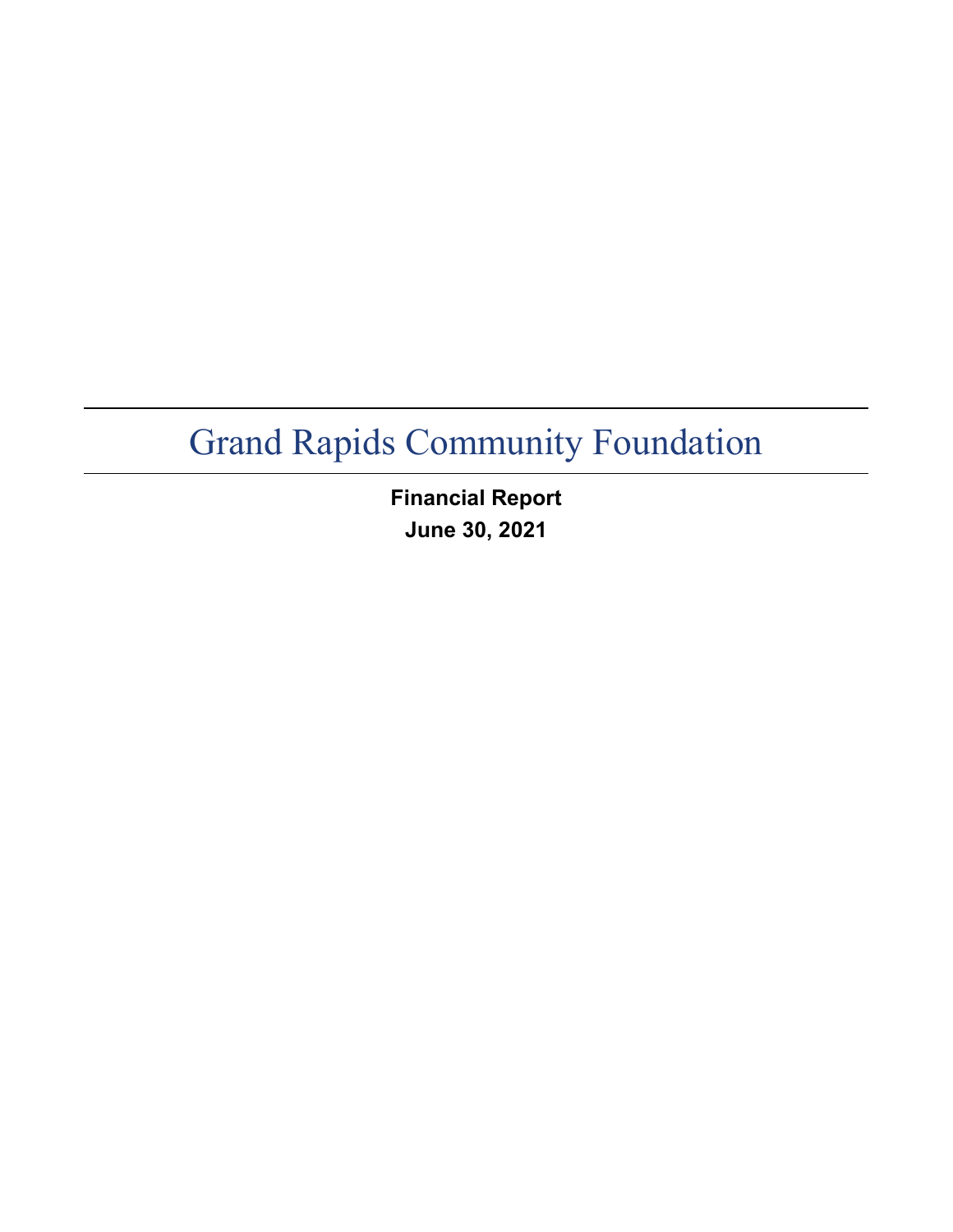# Grand Rapids Community Foundation

**Financial Report**
**June 30, 2021**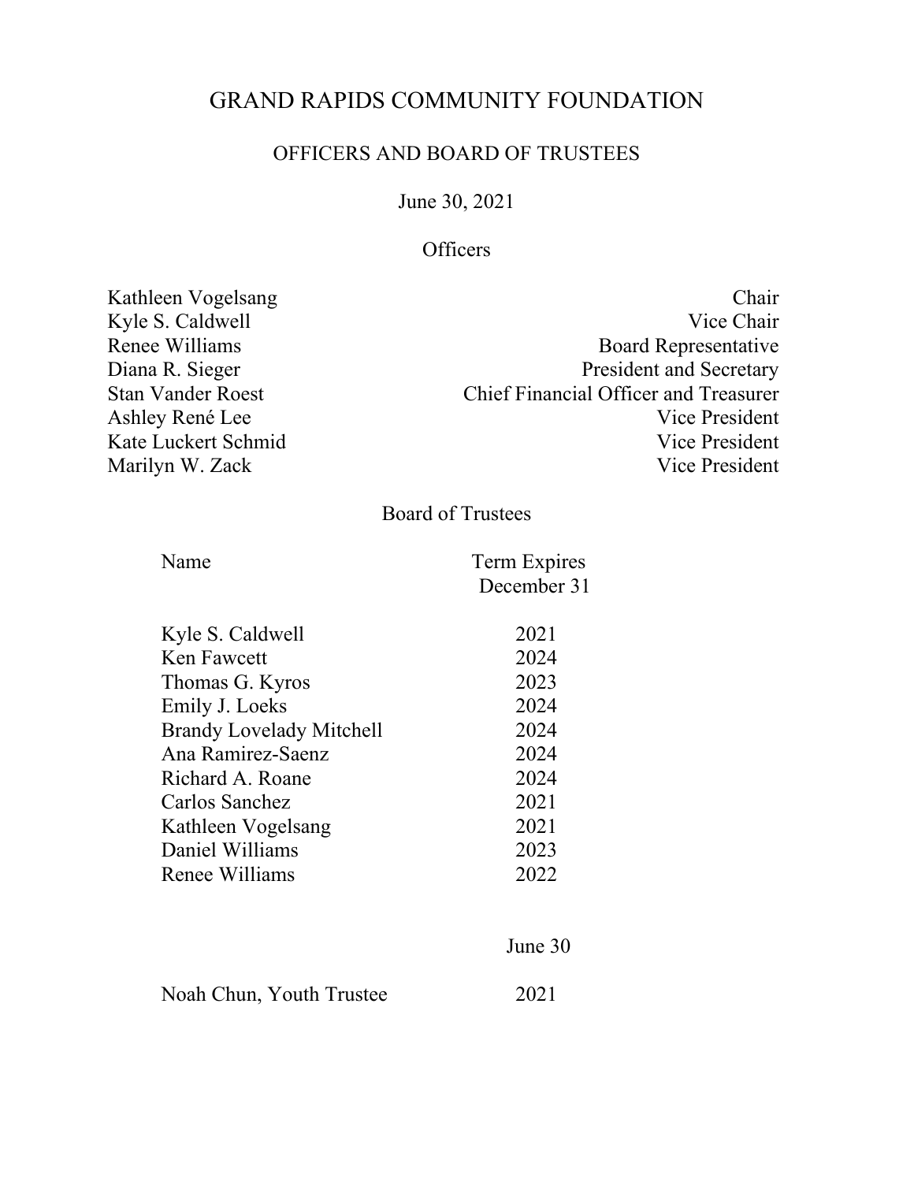# GRAND RAPIDS COMMUNITY FOUNDATION

## OFFICERS AND BOARD OF TRUSTEES

June 30, 2021

### Officers

| | |
|---|---|
| Kathleen Vogelsang | Chair |
| Kyle S. Caldwell | Vice Chair |
| Renee Williams | Board Representative |
| Diana R. Sieger | President and Secretary |
| Stan Vander Roest | Chief Financial Officer and Treasurer |
| Ashley René Lee | Vice President |
| Kate Luckert Schmid | Vice President |
| Marilyn W. Zack | Vice President |

### Board of Trustees

| Name | Term Expires December 31 |
|---|---|
| Kyle S. Caldwell | 2021 |
| Ken Fawcett | 2024 |
| Thomas G. Kyros | 2023 |
| Emily J. Loeks | 2024 |
| Brandy Lovelady Mitchell | 2024 |
| Ana Ramirez-Saenz | 2024 |
| Richard A. Roane | 2024 |
| Carlos Sanchez | 2021 |
| Kathleen Vogelsang | 2021 |
| Daniel Williams | 2023 |
| Renee Williams | 2022 |

| | June 30 |
|---|---|
| Noah Chun, Youth Trustee | 2021 |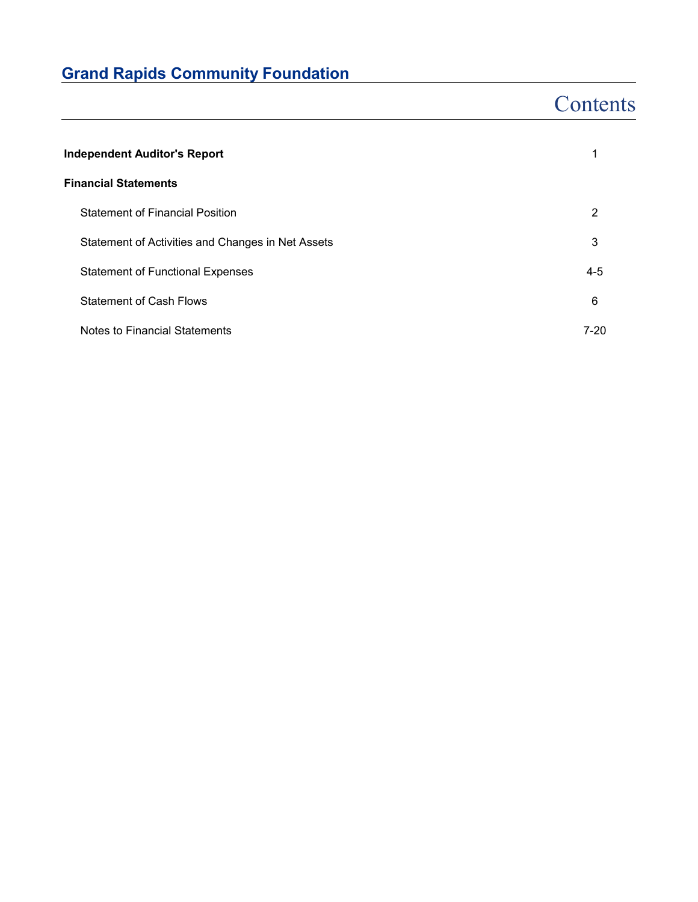# Grand Rapids Community Foundation

## Contents

| | |
|---|---|
| **Independent Auditor's Report** | 1 |
| **Financial Statements** | |
| Statement of Financial Position | 2 |
| Statement of Activities and Changes in Net Assets | 3 |
| Statement of Functional Expenses | 4-5 |
| Statement of Cash Flows | 6 |
| Notes to Financial Statements | 7-20 |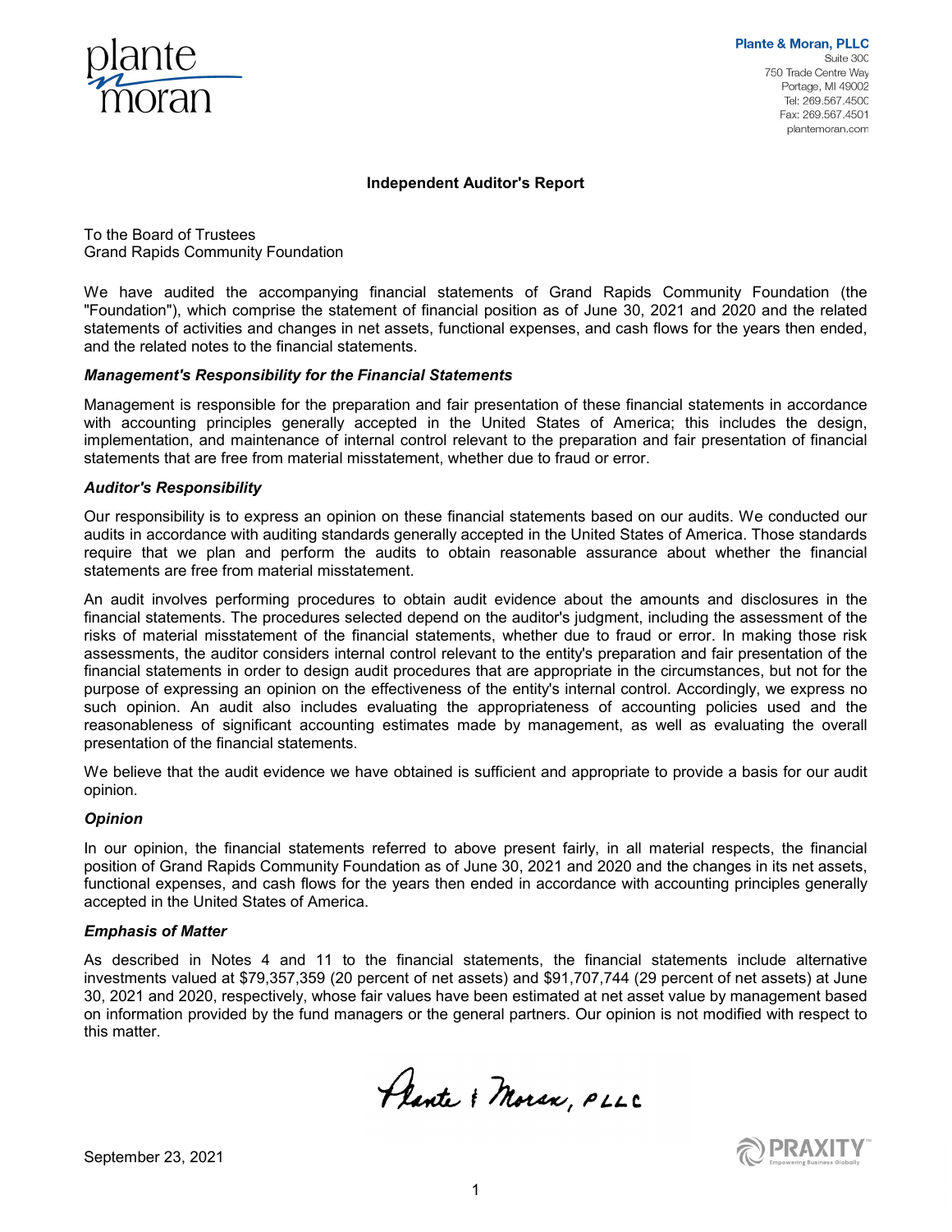Plante & Moran, PLLC
Suite 300
750 Trade Centre Way
Portage, MI 49002
Tel: 269.567.4500
Fax: 269.567.4501
plantemoran.com

## Independent Auditor's Report

To the Board of Trustees
Grand Rapids Community Foundation

We have audited the accompanying financial statements of Grand Rapids Community Foundation (the "Foundation"), which comprise the statement of financial position as of June 30, 2021 and 2020 and the related statements of activities and changes in net assets, functional expenses, and cash flows for the years then ended, and the related notes to the financial statements.

### *Management's Responsibility for the Financial Statements*

Management is responsible for the preparation and fair presentation of these financial statements in accordance with accounting principles generally accepted in the United States of America; this includes the design, implementation, and maintenance of internal control relevant to the preparation and fair presentation of financial statements that are free from material misstatement, whether due to fraud or error.

### *Auditor's Responsibility*

Our responsibility is to express an opinion on these financial statements based on our audits. We conducted our audits in accordance with auditing standards generally accepted in the United States of America. Those standards require that we plan and perform the audits to obtain reasonable assurance about whether the financial statements are free from material misstatement.

An audit involves performing procedures to obtain audit evidence about the amounts and disclosures in the financial statements. The procedures selected depend on the auditor's judgment, including the assessment of the risks of material misstatement of the financial statements, whether due to fraud or error. In making those risk assessments, the auditor considers internal control relevant to the entity's preparation and fair presentation of the financial statements in order to design audit procedures that are appropriate in the circumstances, but not for the purpose of expressing an opinion on the effectiveness of the entity's internal control. Accordingly, we express no such opinion. An audit also includes evaluating the appropriateness of accounting policies used and the reasonableness of significant accounting estimates made by management, as well as evaluating the overall presentation of the financial statements.

We believe that the audit evidence we have obtained is sufficient and appropriate to provide a basis for our audit opinion.

### *Opinion*

In our opinion, the financial statements referred to above present fairly, in all material respects, the financial position of Grand Rapids Community Foundation as of June 30, 2021 and 2020 and the changes in its net assets, functional expenses, and cash flows for the years then ended in accordance with accounting principles generally accepted in the United States of America.

### *Emphasis of Matter*

As described in Notes 4 and 11 to the financial statements, the financial statements include alternative investments valued at $79,357,359 (20 percent of net assets) and $91,707,744 (29 percent of net assets) at June 30, 2021 and 2020, respectively, whose fair values have been estimated at net asset value by management based on information provided by the fund managers or the general partners. Our opinion is not modified with respect to this matter.

Plante & Moran, PLLC

September 23, 2021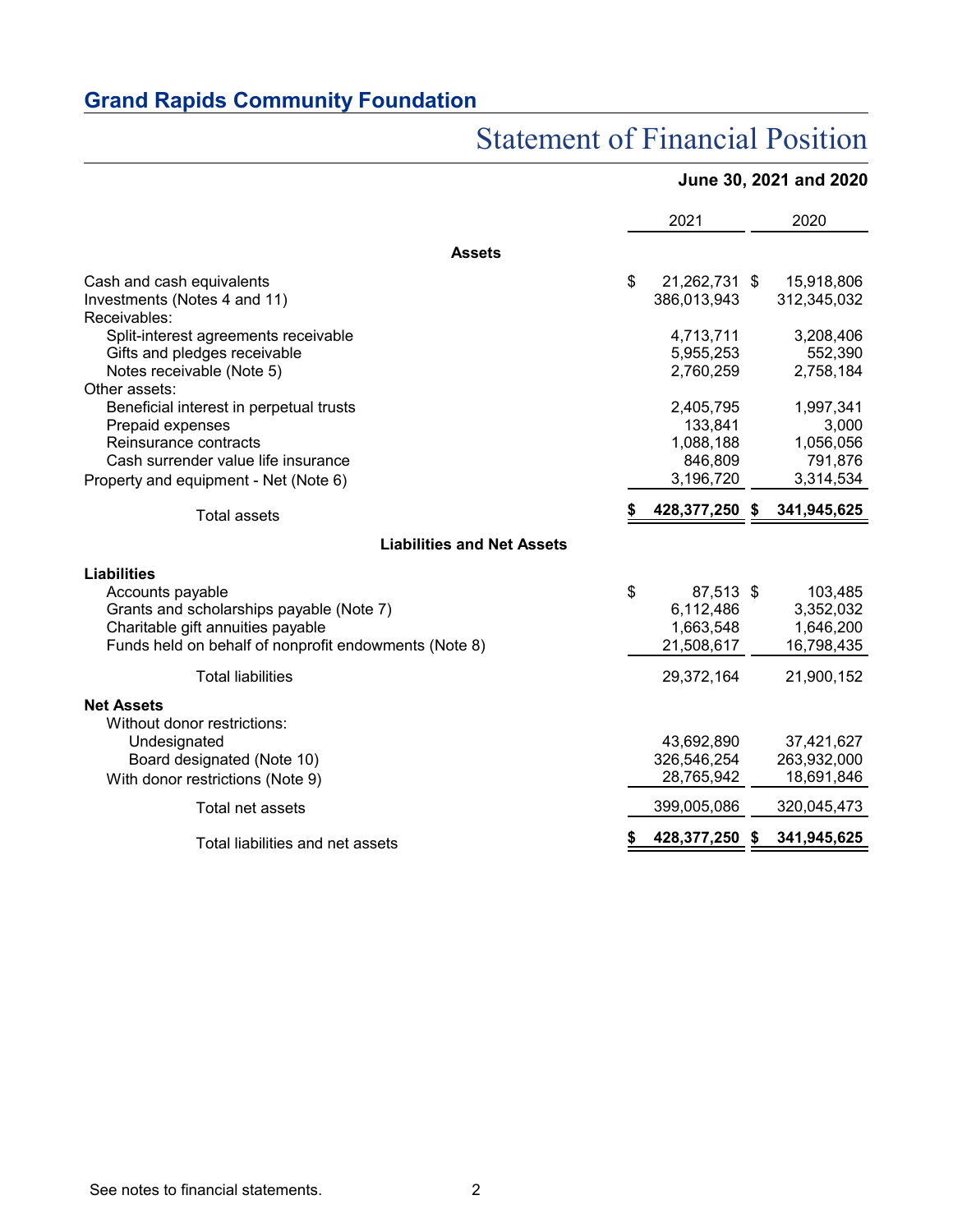## Grand Rapids Community Foundation

# Statement of Financial Position

**June 30, 2021 and 2020**

| | 2021 | 2020 |
|---|---|---|
| **Assets** | | |
| Cash and cash equivalents | $ 21,262,731 | $ 15,918,806 |
| Investments (Notes 4 and 11) | 386,013,943 | 312,345,032 |
| Receivables: | | |
| Split-interest agreements receivable | 4,713,711 | 3,208,406 |
| Gifts and pledges receivable | 5,955,253 | 552,390 |
| Notes receivable (Note 5) | 2,760,259 | 2,758,184 |
| Other assets: | | |
| Beneficial interest in perpetual trusts | 2,405,795 | 1,997,341 |
| Prepaid expenses | 133,841 | 3,000 |
| Reinsurance contracts | 1,088,188 | 1,056,056 |
| Cash surrender value life insurance | 846,809 | 791,876 |
| Property and equipment - Net (Note 6) | 3,196,720 | 3,314,534 |
| Total assets | **$ 428,377,250** | **$ 341,945,625** |
| **Liabilities and Net Assets** | | |
| **Liabilities** | | |
| Accounts payable | $ 87,513 | $ 103,485 |
| Grants and scholarships payable (Note 7) | 6,112,486 | 3,352,032 |
| Charitable gift annuities payable | 1,663,548 | 1,646,200 |
| Funds held on behalf of nonprofit endowments (Note 8) | 21,508,617 | 16,798,435 |
| Total liabilities | 29,372,164 | 21,900,152 |
| **Net Assets** | | |
| Without donor restrictions: | | |
| Undesignated | 43,692,890 | 37,421,627 |
| Board designated (Note 10) | 326,546,254 | 263,932,000 |
| With donor restrictions (Note 9) | 28,765,942 | 18,691,846 |
| Total net assets | 399,005,086 | 320,045,473 |
| Total liabilities and net assets | **$ 428,377,250** | **$ 341,945,625** |

See notes to financial statements.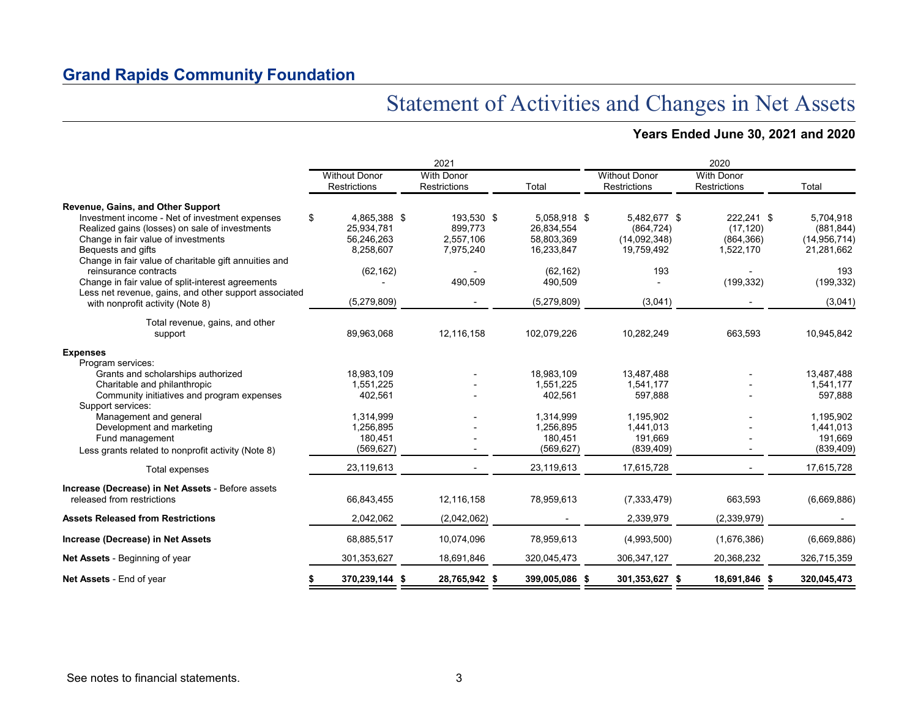## Grand Rapids Community Foundation

# Statement of Activities and Changes in Net Assets

### Years Ended June 30, 2021 and 2020

| | 2021 | | | 2020 | | |
|---|---|---|---|---|---|---|
| | Without Donor Restrictions | With Donor Restrictions | Total | Without Donor Restrictions | With Donor Restrictions | Total |
| **Revenue, Gains, and Other Support** | | | | | | |
| Investment income - Net of investment expenses | $ 4,865,388 | $ 193,530 | $ 5,058,918 | $ 5,482,677 | $ 222,241 | $ 5,704,918 |
| Realized gains (losses) on sale of investments | 25,934,781 | 899,773 | 26,834,554 | (864,724) | (17,120) | (881,844) |
| Change in fair value of investments | 56,246,263 | 2,557,106 | 58,803,369 | (14,092,348) | (864,366) | (14,956,714) |
| Bequests and gifts | 8,258,607 | 7,975,240 | 16,233,847 | 19,759,492 | 1,522,170 | 21,281,662 |
| Change in fair value of charitable gift annuities and reinsurance contracts | (62,162) | - | (62,162) | 193 | - | 193 |
| Change in fair value of split-interest agreements | - | 490,509 | 490,509 | - | (199,332) | (199,332) |
| Less net revenue, gains, and other support associated with nonprofit activity (Note 8) | (5,279,809) | - | (5,279,809) | (3,041) | - | (3,041) |
| Total revenue, gains, and other support | 89,963,068 | 12,116,158 | 102,079,226 | 10,282,249 | 663,593 | 10,945,842 |
| **Expenses** | | | | | | |
| Program services: | | | | | | |
| Grants and scholarships authorized | 18,983,109 | - | 18,983,109 | 13,487,488 | - | 13,487,488 |
| Charitable and philanthropic | 1,551,225 | - | 1,551,225 | 1,541,177 | - | 1,541,177 |
| Community initiatives and program expenses | 402,561 | - | 402,561 | 597,888 | - | 597,888 |
| Support services: | | | | | | |
| Management and general | 1,314,999 | - | 1,314,999 | 1,195,902 | - | 1,195,902 |
| Development and marketing | 1,256,895 | - | 1,256,895 | 1,441,013 | - | 1,441,013 |
| Fund management | 180,451 | - | 180,451 | 191,669 | - | 191,669 |
| Less grants related to nonprofit activity (Note 8) | (569,627) | - | (569,627) | (839,409) | - | (839,409) |
| Total expenses | 23,119,613 | - | 23,119,613 | 17,615,728 | - | 17,615,728 |
| **Increase (Decrease) in Net Assets** - Before assets released from restrictions | 66,843,455 | 12,116,158 | 78,959,613 | (7,333,479) | 663,593 | (6,669,886) |
| **Assets Released from Restrictions** | 2,042,062 | (2,042,062) | - | 2,339,979 | (2,339,979) | - |
| **Increase (Decrease) in Net Assets** | 68,885,517 | 10,074,096 | 78,959,613 | (4,993,500) | (1,676,386) | (6,669,886) |
| **Net Assets** - Beginning of year | 301,353,627 | 18,691,846 | 320,045,473 | 306,347,127 | 20,368,232 | 326,715,359 |
| **Net Assets** - End of year | **$ 370,239,144** | **$ 28,765,942** | **$ 399,005,086** | **$ 301,353,627** | **$ 18,691,846** | **$ 320,045,473** |

See notes to financial statements.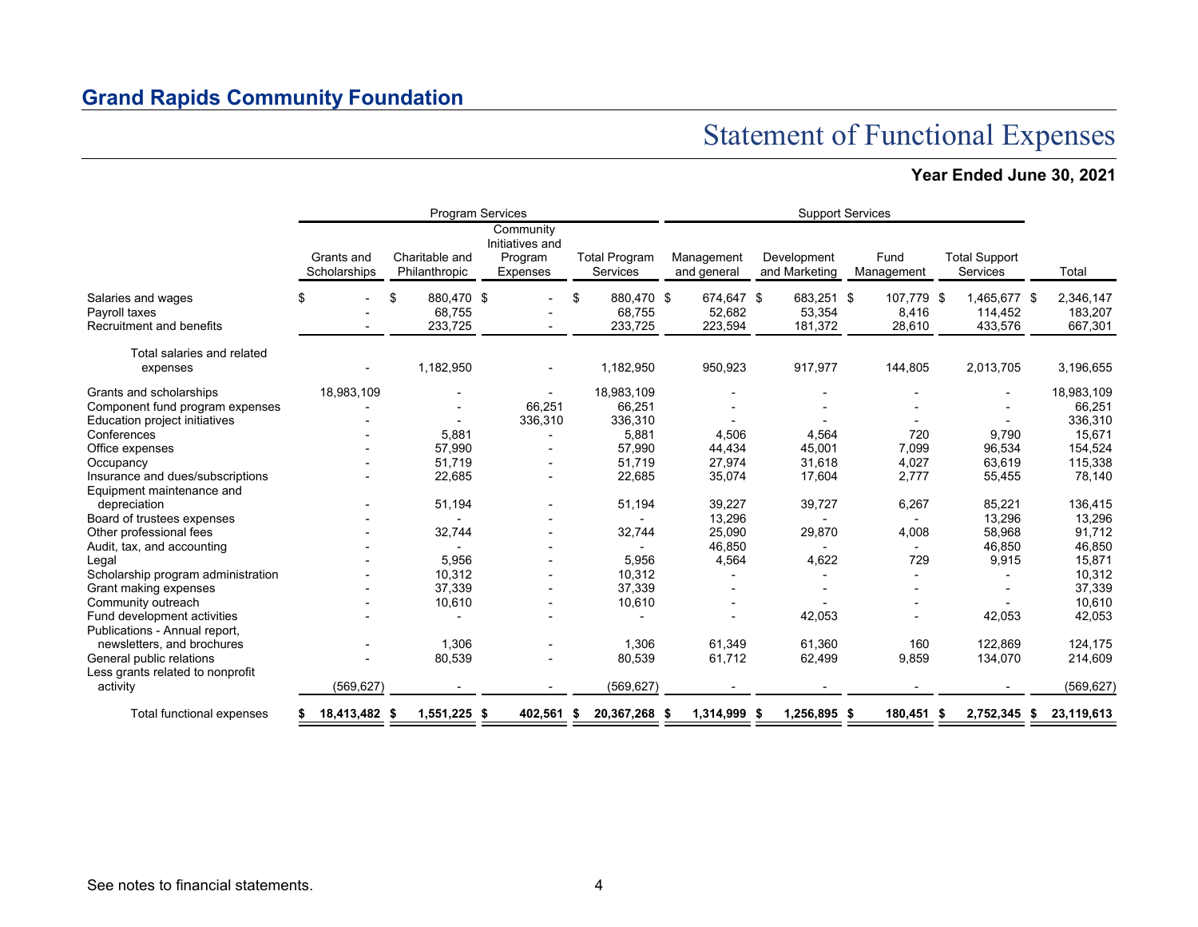## Grand Rapids Community Foundation

# Statement of Functional Expenses

**Year Ended June 30, 2021**

| | Program Services | | | | Support Services | | | | |
|---|---|---|---|---|---|---|---|---|---|
| | Grants and Scholarships | Charitable and Philanthropic | Community Initiatives and Program Expenses | Total Program Services | Management and general | Development and Marketing | Fund Management | Total Support Services | Total |
| Salaries and wages | $ - | $ 880,470 | $ - | $ 880,470 | $ 674,647 | $ 683,251 | $ 107,779 | $ 1,465,677 | $ 2,346,147 |
| Payroll taxes | - | 68,755 | - | 68,755 | 52,682 | 53,354 | 8,416 | 114,452 | 183,207 |
| Recruitment and benefits | - | 233,725 | - | 233,725 | 223,594 | 181,372 | 28,610 | 433,576 | 667,301 |
| Total salaries and related expenses | - | 1,182,950 | - | 1,182,950 | 950,923 | 917,977 | 144,805 | 2,013,705 | 3,196,655 |
| Grants and scholarships | 18,983,109 | - | - | 18,983,109 | - | - | - | - | 18,983,109 |
| Component fund program expenses | - | - | 66,251 | 66,251 | - | - | - | - | 66,251 |
| Education project initiatives | - | - | 336,310 | 336,310 | - | - | - | - | 336,310 |
| Conferences | - | 5,881 | - | 5,881 | 4,506 | 4,564 | 720 | 9,790 | 15,671 |
| Office expenses | - | 57,990 | - | 57,990 | 44,434 | 45,001 | 7,099 | 96,534 | 154,524 |
| Occupancy | - | 51,719 | - | 51,719 | 27,974 | 31,618 | 4,027 | 63,619 | 115,338 |
| Insurance and dues/subscriptions | - | 22,685 | - | 22,685 | 35,074 | 17,604 | 2,777 | 55,455 | 78,140 |
| Equipment maintenance and depreciation | - | 51,194 | - | 51,194 | 39,227 | 39,727 | 6,267 | 85,221 | 136,415 |
| Board of trustees expenses | - | - | - | - | 13,296 | - | - | 13,296 | 13,296 |
| Other professional fees | - | 32,744 | - | 32,744 | 25,090 | 29,870 | 4,008 | 58,968 | 91,712 |
| Audit, tax, and accounting | - | - | - | - | 46,850 | - | - | 46,850 | 46,850 |
| Legal | - | 5,956 | - | 5,956 | 4,564 | 4,622 | 729 | 9,915 | 15,871 |
| Scholarship program administration | - | 10,312 | - | 10,312 | - | - | - | - | 10,312 |
| Grant making expenses | - | 37,339 | - | 37,339 | - | - | - | - | 37,339 |
| Community outreach | - | 10,610 | - | 10,610 | - | - | - | - | 10,610 |
| Fund development activities | - | - | - | - | - | 42,053 | - | 42,053 | 42,053 |
| Publications - Annual report, newsletters, and brochures | - | 1,306 | - | 1,306 | 61,349 | 61,360 | 160 | 122,869 | 124,175 |
| General public relations | - | 80,539 | - | 80,539 | 61,712 | 62,499 | 9,859 | 134,070 | 214,609 |
| Less grants related to nonprofit activity | (569,627) | - | - | (569,627) | - | - | - | - | (569,627) |
| Total functional expenses | **$ 18,413,482** | **$ 1,551,225** | **$ 402,561** | **$ 20,367,268** | **$ 1,314,999** | **$ 1,256,895** | **$ 180,451** | **$ 2,752,345** | **$ 23,119,613** |

See notes to financial statements.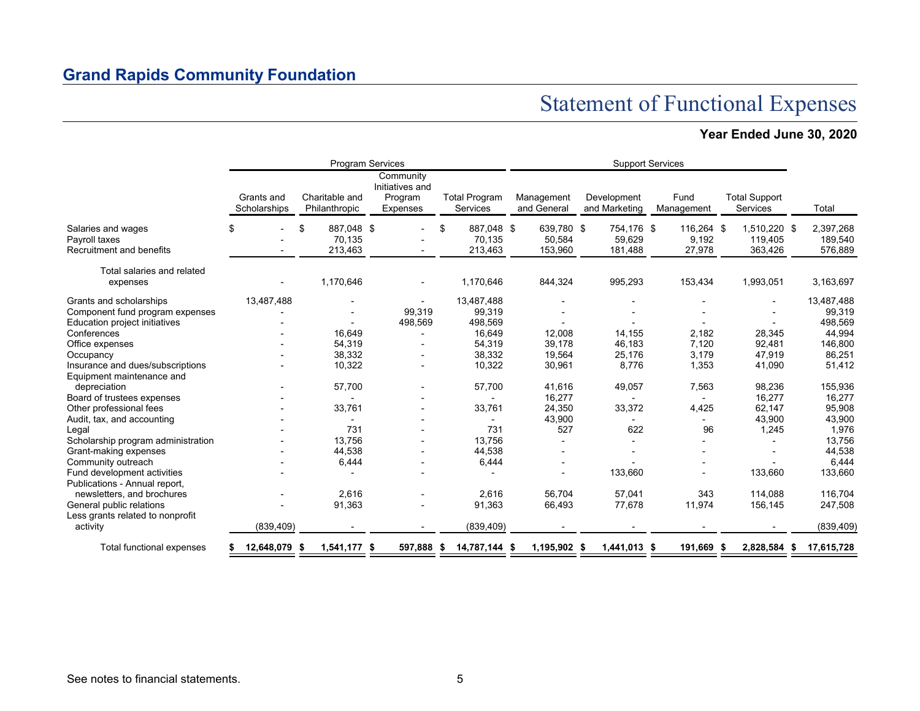# Grand Rapids Community Foundation

## Statement of Functional Expenses

### Year Ended June 30, 2020

| | Program Services | | | | Support Services | | | | |
|---|---|---|---|---|---|---|---|---|---|
| | Grants and Scholarships | Charitable and Philanthropic | Community Initiatives and Program Expenses | Total Program Services | Management and General | Development and Marketing | Fund Management | Total Support Services | Total |
| Salaries and wages | $ - | $ 887,048 | $ - | $ 887,048 | $ 639,780 | $ 754,176 | $ 116,264 | $ 1,510,220 | $ 2,397,268 |
| Payroll taxes | - | 70,135 | - | 70,135 | 50,584 | 59,629 | 9,192 | 119,405 | 189,540 |
| Recruitment and benefits | - | 213,463 | - | 213,463 | 153,960 | 181,488 | 27,978 | 363,426 | 576,889 |
| Total salaries and related expenses | - | 1,170,646 | - | 1,170,646 | 844,324 | 995,293 | 153,434 | 1,993,051 | 3,163,697 |
| Grants and scholarships | 13,487,488 | - | - | 13,487,488 | - | - | - | - | 13,487,488 |
| Component fund program expenses | - | - | 99,319 | 99,319 | - | - | - | - | 99,319 |
| Education project initiatives | - | - | 498,569 | 498,569 | - | - | - | - | 498,569 |
| Conferences | - | 16,649 | - | 16,649 | 12,008 | 14,155 | 2,182 | 28,345 | 44,994 |
| Office expenses | - | 54,319 | - | 54,319 | 39,178 | 46,183 | 7,120 | 92,481 | 146,800 |
| Occupancy | - | 38,332 | - | 38,332 | 19,564 | 25,176 | 3,179 | 47,919 | 86,251 |
| Insurance and dues/subscriptions | - | 10,322 | - | 10,322 | 30,961 | 8,776 | 1,353 | 41,090 | 51,412 |
| Equipment maintenance and depreciation | - | 57,700 | - | 57,700 | 41,616 | 49,057 | 7,563 | 98,236 | 155,936 |
| Board of trustees expenses | - | - | - | - | 16,277 | - | - | 16,277 | 16,277 |
| Other professional fees | - | 33,761 | - | 33,761 | 24,350 | 33,372 | 4,425 | 62,147 | 95,908 |
| Audit, tax, and accounting | - | - | - | - | 43,900 | - | - | 43,900 | 43,900 |
| Legal | - | 731 | - | 731 | 527 | 622 | 96 | 1,245 | 1,976 |
| Scholarship program administration | - | 13,756 | - | 13,756 | - | - | - | - | 13,756 |
| Grant-making expenses | - | 44,538 | - | 44,538 | - | - | - | - | 44,538 |
| Community outreach | - | 6,444 | - | 6,444 | - | - | - | - | 6,444 |
| Fund development activities | - | - | - | - | - | 133,660 | - | 133,660 | 133,660 |
| Publications - Annual report, newsletters, and brochures | - | 2,616 | - | 2,616 | 56,704 | 57,041 | 343 | 114,088 | 116,704 |
| General public relations | - | 91,363 | - | 91,363 | 66,493 | 77,678 | 11,974 | 156,145 | 247,508 |
| Less grants related to nonprofit activity | (839,409) | - | - | (839,409) | - | - | - | - | (839,409) |
| **Total functional expenses** | **$ 12,648,079** | **$ 1,541,177** | **$ 597,888** | **$ 14,787,144** | **$ 1,195,902** | **$ 1,441,013** | **$ 191,669** | **$ 2,828,584** | **$ 17,615,728** |

See notes to financial statements.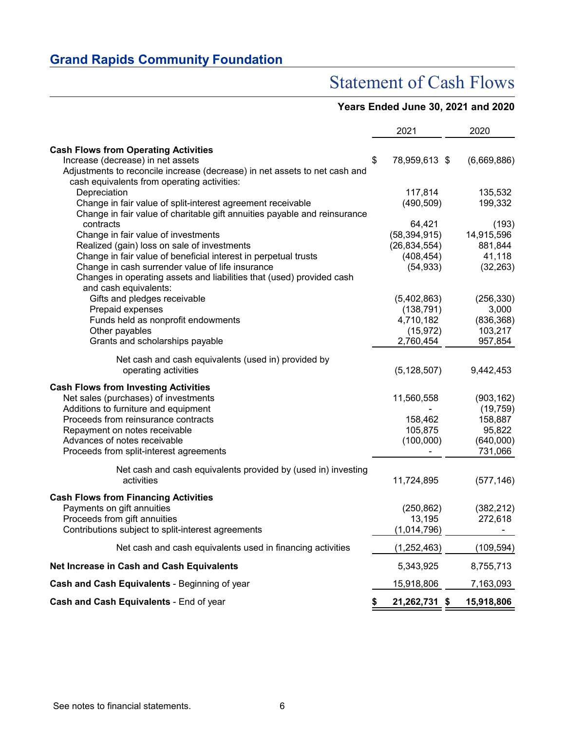## Grand Rapids Community Foundation

# Statement of Cash Flows

**Years Ended June 30, 2021 and 2020**

| | 2021 | 2020 |
|---|---|---|
| **Cash Flows from Operating Activities** | | |
| Increase (decrease) in net assets | $ 78,959,613 | $ (6,669,886) |
| Adjustments to reconcile increase (decrease) in net assets to net cash and cash equivalents from operating activities: | | |
| Depreciation | 117,814 | 135,532 |
| Change in fair value of split-interest agreement receivable | (490,509) | 199,332 |
| Change in fair value of charitable gift annuities payable and reinsurance contracts | 64,421 | (193) |
| Change in fair value of investments | (58,394,915) | 14,915,596 |
| Realized (gain) loss on sale of investments | (26,834,554) | 881,844 |
| Change in fair value of beneficial interest in perpetual trusts | (408,454) | 41,118 |
| Change in cash surrender value of life insurance | (54,933) | (32,263) |
| Changes in operating assets and liabilities that (used) provided cash and cash equivalents: | | |
| Gifts and pledges receivable | (5,402,863) | (256,330) |
| Prepaid expenses | (138,791) | 3,000 |
| Funds held as nonprofit endowments | 4,710,182 | (836,368) |
| Other payables | (15,972) | 103,217 |
| Grants and scholarships payable | 2,760,454 | 957,854 |
| Net cash and cash equivalents (used in) provided by operating activities | (5,128,507) | 9,442,453 |
| **Cash Flows from Investing Activities** | | |
| Net sales (purchases) of investments | 11,560,558 | (903,162) |
| Additions to furniture and equipment | - | (19,759) |
| Proceeds from reinsurance contracts | 158,462 | 158,887 |
| Repayment on notes receivable | 105,875 | 95,822 |
| Advances of notes receivable | (100,000) | (640,000) |
| Proceeds from split-interest agreements | - | 731,066 |
| Net cash and cash equivalents provided by (used in) investing activities | 11,724,895 | (577,146) |
| **Cash Flows from Financing Activities** | | |
| Payments on gift annuities | (250,862) | (382,212) |
| Proceeds from gift annuities | 13,195 | 272,618 |
| Contributions subject to split-interest agreements | (1,014,796) | - |
| Net cash and cash equivalents used in financing activities | (1,252,463) | (109,594) |
| **Net Increase in Cash and Cash Equivalents** | 5,343,925 | 8,755,713 |
| **Cash and Cash Equivalents** - Beginning of year | 15,918,806 | 7,163,093 |
| **Cash and Cash Equivalents** - End of year | **$ 21,262,731** | **$ 15,918,806** |

See notes to financial statements.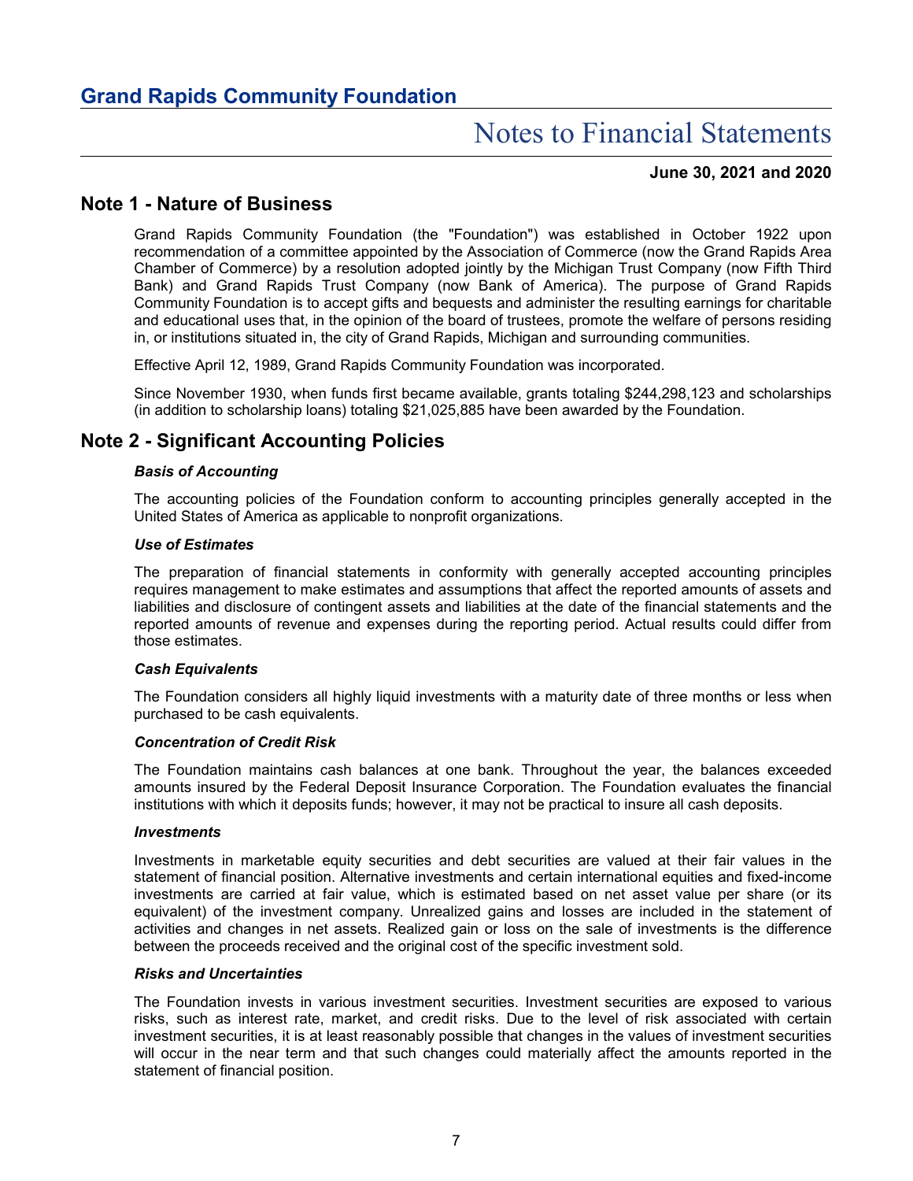# Grand Rapids Community Foundation

## Notes to Financial Statements

**June 30, 2021 and 2020**

## Note 1 - Nature of Business

Grand Rapids Community Foundation (the "Foundation") was established in October 1922 upon recommendation of a committee appointed by the Association of Commerce (now the Grand Rapids Area Chamber of Commerce) by a resolution adopted jointly by the Michigan Trust Company (now Fifth Third Bank) and Grand Rapids Trust Company (now Bank of America). The purpose of Grand Rapids Community Foundation is to accept gifts and bequests and administer the resulting earnings for charitable and educational uses that, in the opinion of the board of trustees, promote the welfare of persons residing in, or institutions situated in, the city of Grand Rapids, Michigan and surrounding communities.

Effective April 12, 1989, Grand Rapids Community Foundation was incorporated.

Since November 1930, when funds first became available, grants totaling $244,298,123 and scholarships (in addition to scholarship loans) totaling $21,025,885 have been awarded by the Foundation.

## Note 2 - Significant Accounting Policies

***Basis of Accounting***

The accounting policies of the Foundation conform to accounting principles generally accepted in the United States of America as applicable to nonprofit organizations.

***Use of Estimates***

The preparation of financial statements in conformity with generally accepted accounting principles requires management to make estimates and assumptions that affect the reported amounts of assets and liabilities and disclosure of contingent assets and liabilities at the date of the financial statements and the reported amounts of revenue and expenses during the reporting period. Actual results could differ from those estimates.

***Cash Equivalents***

The Foundation considers all highly liquid investments with a maturity date of three months or less when purchased to be cash equivalents.

***Concentration of Credit Risk***

The Foundation maintains cash balances at one bank. Throughout the year, the balances exceeded amounts insured by the Federal Deposit Insurance Corporation. The Foundation evaluates the financial institutions with which it deposits funds; however, it may not be practical to insure all cash deposits.

***Investments***

Investments in marketable equity securities and debt securities are valued at their fair values in the statement of financial position. Alternative investments and certain international equities and fixed-income investments are carried at fair value, which is estimated based on net asset value per share (or its equivalent) of the investment company. Unrealized gains and losses are included in the statement of activities and changes in net assets. Realized gain or loss on the sale of investments is the difference between the proceeds received and the original cost of the specific investment sold.

***Risks and Uncertainties***

The Foundation invests in various investment securities. Investment securities are exposed to various risks, such as interest rate, market, and credit risks. Due to the level of risk associated with certain investment securities, it is at least reasonably possible that changes in the values of investment securities will occur in the near term and that such changes could materially affect the amounts reported in the statement of financial position.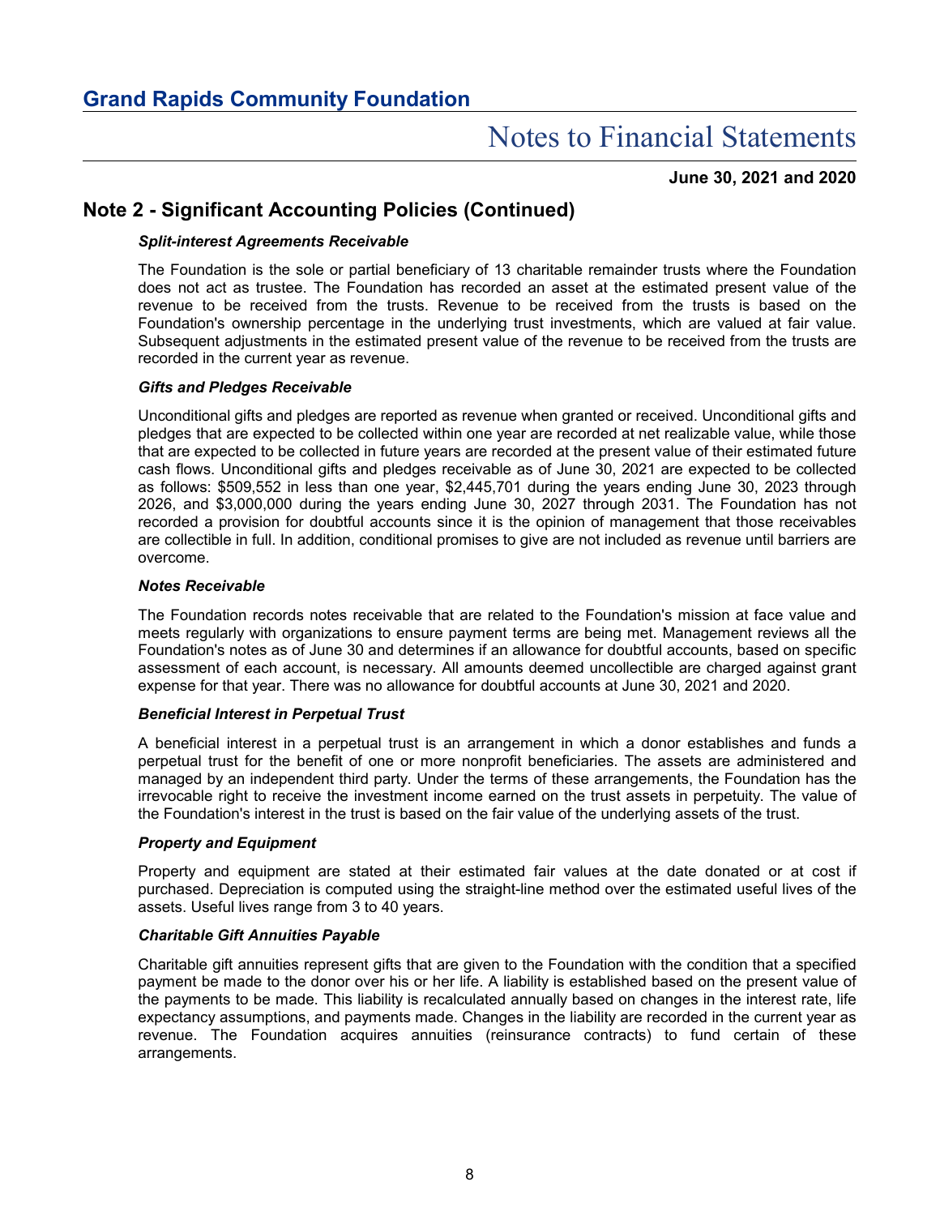## Note 2 - Significant Accounting Policies (Continued)

***Split-interest Agreements Receivable***

The Foundation is the sole or partial beneficiary of 13 charitable remainder trusts where the Foundation does not act as trustee. The Foundation has recorded an asset at the estimated present value of the revenue to be received from the trusts. Revenue to be received from the trusts is based on the Foundation's ownership percentage in the underlying trust investments, which are valued at fair value. Subsequent adjustments in the estimated present value of the revenue to be received from the trusts are recorded in the current year as revenue.

***Gifts and Pledges Receivable***

Unconditional gifts and pledges are reported as revenue when granted or received. Unconditional gifts and pledges that are expected to be collected within one year are recorded at net realizable value, while those that are expected to be collected in future years are recorded at the present value of their estimated future cash flows. Unconditional gifts and pledges receivable as of June 30, 2021 are expected to be collected as follows: $509,552 in less than one year, $2,445,701 during the years ending June 30, 2023 through 2026, and $3,000,000 during the years ending June 30, 2027 through 2031. The Foundation has not recorded a provision for doubtful accounts since it is the opinion of management that those receivables are collectible in full. In addition, conditional promises to give are not included as revenue until barriers are overcome.

***Notes Receivable***

The Foundation records notes receivable that are related to the Foundation's mission at face value and meets regularly with organizations to ensure payment terms are being met. Management reviews all the Foundation's notes as of June 30 and determines if an allowance for doubtful accounts, based on specific assessment of each account, is necessary. All amounts deemed uncollectible are charged against grant expense for that year. There was no allowance for doubtful accounts at June 30, 2021 and 2020.

***Beneficial Interest in Perpetual Trust***

A beneficial interest in a perpetual trust is an arrangement in which a donor establishes and funds a perpetual trust for the benefit of one or more nonprofit beneficiaries. The assets are administered and managed by an independent third party. Under the terms of these arrangements, the Foundation has the irrevocable right to receive the investment income earned on the trust assets in perpetuity. The value of the Foundation's interest in the trust is based on the fair value of the underlying assets of the trust.

***Property and Equipment***

Property and equipment are stated at their estimated fair values at the date donated or at cost if purchased. Depreciation is computed using the straight-line method over the estimated useful lives of the assets. Useful lives range from 3 to 40 years.

***Charitable Gift Annuities Payable***

Charitable gift annuities represent gifts that are given to the Foundation with the condition that a specified payment be made to the donor over his or her life. A liability is established based on the present value of the payments to be made. This liability is recalculated annually based on changes in the interest rate, life expectancy assumptions, and payments made. Changes in the liability are recorded in the current year as revenue. The Foundation acquires annuities (reinsurance contracts) to fund certain of these arrangements.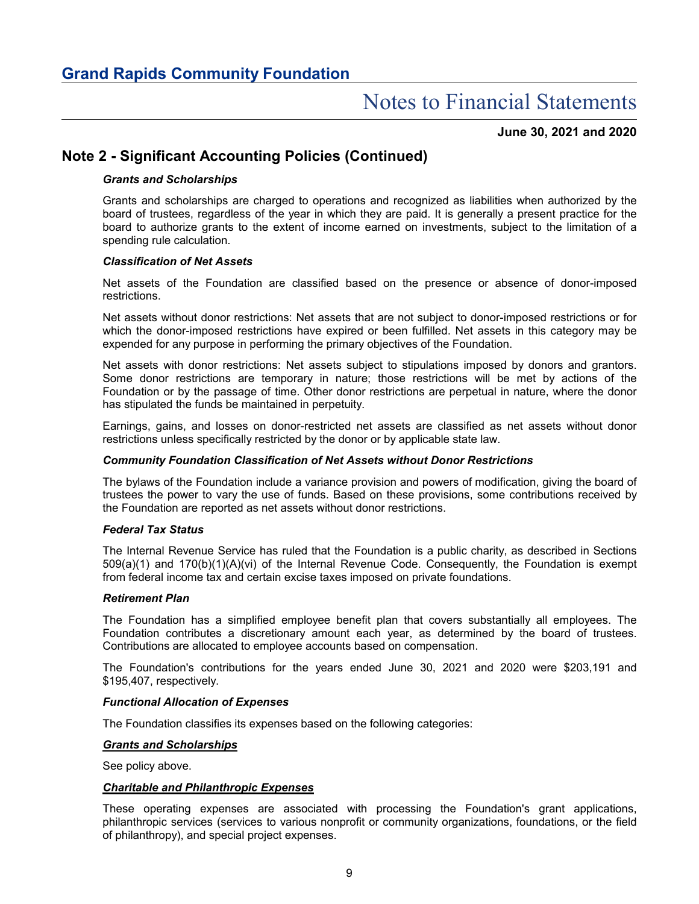## Note 2 - Significant Accounting Policies (Continued)

***Grants and Scholarships***

Grants and scholarships are charged to operations and recognized as liabilities when authorized by the board of trustees, regardless of the year in which they are paid. It is generally a present practice for the board to authorize grants to the extent of income earned on investments, subject to the limitation of a spending rule calculation.

***Classification of Net Assets***

Net assets of the Foundation are classified based on the presence or absence of donor-imposed restrictions.

Net assets without donor restrictions: Net assets that are not subject to donor-imposed restrictions or for which the donor-imposed restrictions have expired or been fulfilled. Net assets in this category may be expended for any purpose in performing the primary objectives of the Foundation.

Net assets with donor restrictions: Net assets subject to stipulations imposed by donors and grantors. Some donor restrictions are temporary in nature; those restrictions will be met by actions of the Foundation or by the passage of time. Other donor restrictions are perpetual in nature, where the donor has stipulated the funds be maintained in perpetuity.

Earnings, gains, and losses on donor-restricted net assets are classified as net assets without donor restrictions unless specifically restricted by the donor or by applicable state law.

***Community Foundation Classification of Net Assets without Donor Restrictions***

The bylaws of the Foundation include a variance provision and powers of modification, giving the board of trustees the power to vary the use of funds. Based on these provisions, some contributions received by the Foundation are reported as net assets without donor restrictions.

***Federal Tax Status***

The Internal Revenue Service has ruled that the Foundation is a public charity, as described in Sections 509(a)(1) and 170(b)(1)(A)(vi) of the Internal Revenue Code. Consequently, the Foundation is exempt from federal income tax and certain excise taxes imposed on private foundations.

***Retirement Plan***

The Foundation has a simplified employee benefit plan that covers substantially all employees. The Foundation contributes a discretionary amount each year, as determined by the board of trustees. Contributions are allocated to employee accounts based on compensation.

The Foundation's contributions for the years ended June 30, 2021 and 2020 were $203,191 and $195,407, respectively.

***Functional Allocation of Expenses***

The Foundation classifies its expenses based on the following categories:

***<u>Grants and Scholarships</u>***

See policy above.

***<u>Charitable and Philanthropic Expenses</u>***

These operating expenses are associated with processing the Foundation's grant applications, philanthropic services (services to various nonprofit or community organizations, foundations, or the field of philanthropy), and special project expenses.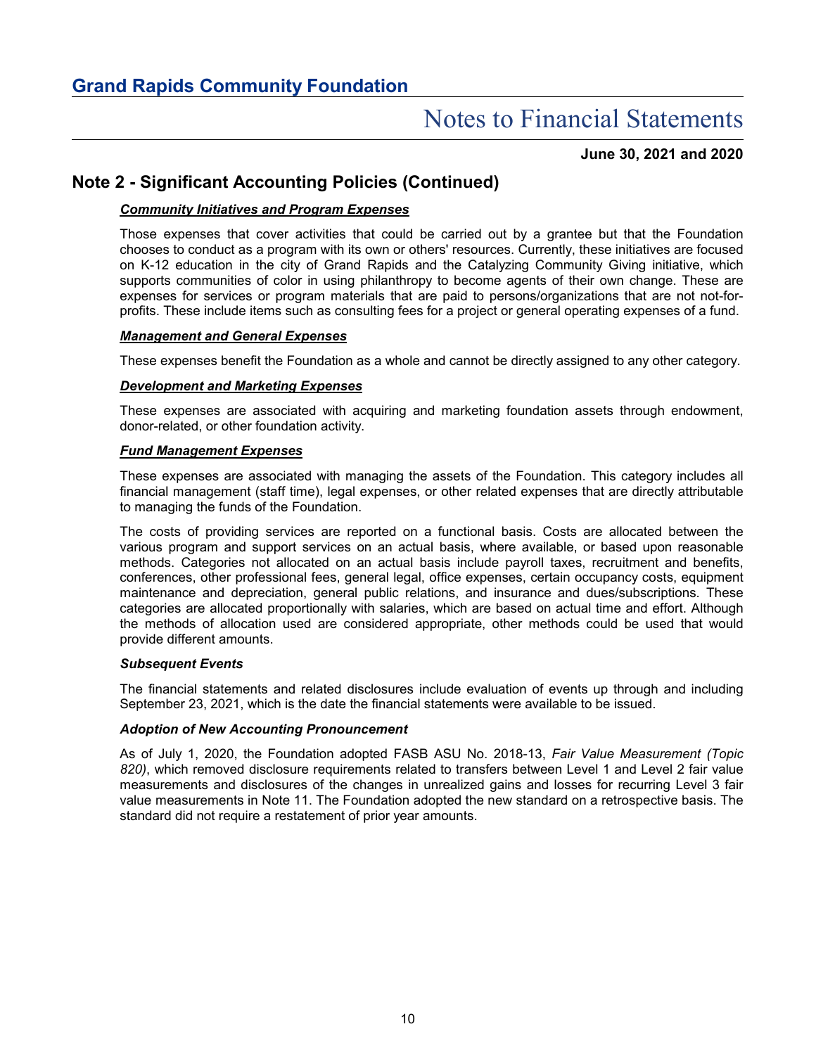## Note 2 - Significant Accounting Policies (Continued)

***Community Initiatives and Program Expenses***

Those expenses that cover activities that could be carried out by a grantee but that the Foundation chooses to conduct as a program with its own or others' resources. Currently, these initiatives are focused on K-12 education in the city of Grand Rapids and the Catalyzing Community Giving initiative, which supports communities of color in using philanthropy to become agents of their own change. These are expenses for services or program materials that are paid to persons/organizations that are not not-for-profits. These include items such as consulting fees for a project or general operating expenses of a fund.

***Management and General Expenses***

These expenses benefit the Foundation as a whole and cannot be directly assigned to any other category.

***Development and Marketing Expenses***

These expenses are associated with acquiring and marketing foundation assets through endowment, donor-related, or other foundation activity.

***Fund Management Expenses***

These expenses are associated with managing the assets of the Foundation. This category includes all financial management (staff time), legal expenses, or other related expenses that are directly attributable to managing the funds of the Foundation.

The costs of providing services are reported on a functional basis. Costs are allocated between the various program and support services on an actual basis, where available, or based upon reasonable methods. Categories not allocated on an actual basis include payroll taxes, recruitment and benefits, conferences, other professional fees, general legal, office expenses, certain occupancy costs, equipment maintenance and depreciation, general public relations, and insurance and dues/subscriptions. These categories are allocated proportionally with salaries, which are based on actual time and effort. Although the methods of allocation used are considered appropriate, other methods could be used that would provide different amounts.

***Subsequent Events***

The financial statements and related disclosures include evaluation of events up through and including September 23, 2021, which is the date the financial statements were available to be issued.

***Adoption of New Accounting Pronouncement***

As of July 1, 2020, the Foundation adopted FASB ASU No. 2018-13, *Fair Value Measurement (Topic 820)*, which removed disclosure requirements related to transfers between Level 1 and Level 2 fair value measurements and disclosures of the changes in unrealized gains and losses for recurring Level 3 fair value measurements in Note 11. The Foundation adopted the new standard on a retrospective basis. The standard did not require a restatement of prior year amounts.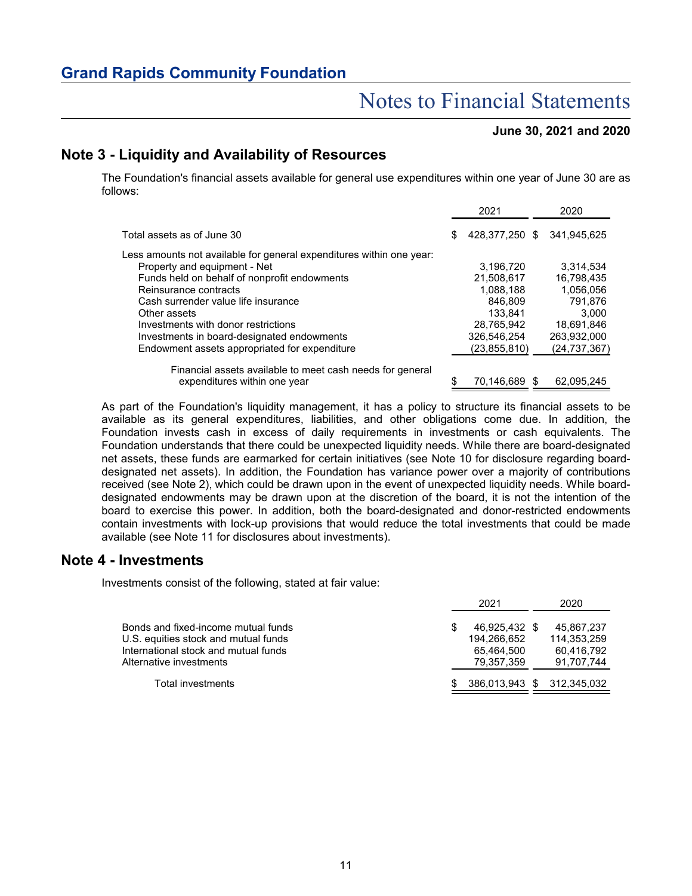## Note 3 - Liquidity and Availability of Resources

The Foundation's financial assets available for general use expenditures within one year of June 30 are as follows:

| | 2021 | 2020 |
|---|---|---|
| Total assets as of June 30 | $ 428,377,250 | $ 341,945,625 |
| Less amounts not available for general expenditures within one year: | | |
| Property and equipment - Net | 3,196,720 | 3,314,534 |
| Funds held on behalf of nonprofit endowments | 21,508,617 | 16,798,435 |
| Reinsurance contracts | 1,088,188 | 1,056,056 |
| Cash surrender value life insurance | 846,809 | 791,876 |
| Other assets | 133,841 | 3,000 |
| Investments with donor restrictions | 28,765,942 | 18,691,846 |
| Investments in board-designated endowments | 326,546,254 | 263,932,000 |
| Endowment assets appropriated for expenditure | (23,855,810) | (24,737,367) |
| Financial assets available to meet cash needs for general expenditures within one year | $ 70,146,689 | $ 62,095,245 |

As part of the Foundation's liquidity management, it has a policy to structure its financial assets to be available as its general expenditures, liabilities, and other obligations come due. In addition, the Foundation invests cash in excess of daily requirements in investments or cash equivalents. The Foundation understands that there could be unexpected liquidity needs. While there are board-designated net assets, these funds are earmarked for certain initiatives (see Note 10 for disclosure regarding board-designated net assets). In addition, the Foundation has variance power over a majority of contributions received (see Note 2), which could be drawn upon in the event of unexpected liquidity needs. While board-designated endowments may be drawn upon at the discretion of the board, it is not the intention of the board to exercise this power. In addition, both the board-designated and donor-restricted endowments contain investments with lock-up provisions that would reduce the total investments that could be made available (see Note 11 for disclosures about investments).

## Note 4 - Investments

Investments consist of the following, stated at fair value:

| | 2021 | 2020 |
|---|---|---|
| Bonds and fixed-income mutual funds | $ 46,925,432 | $ 45,867,237 |
| U.S. equities stock and mutual funds | 194,266,652 | 114,353,259 |
| International stock and mutual funds | 65,464,500 | 60,416,792 |
| Alternative investments | 79,357,359 | 91,707,744 |
| Total investments | $ 386,013,943 | $ 312,345,032 |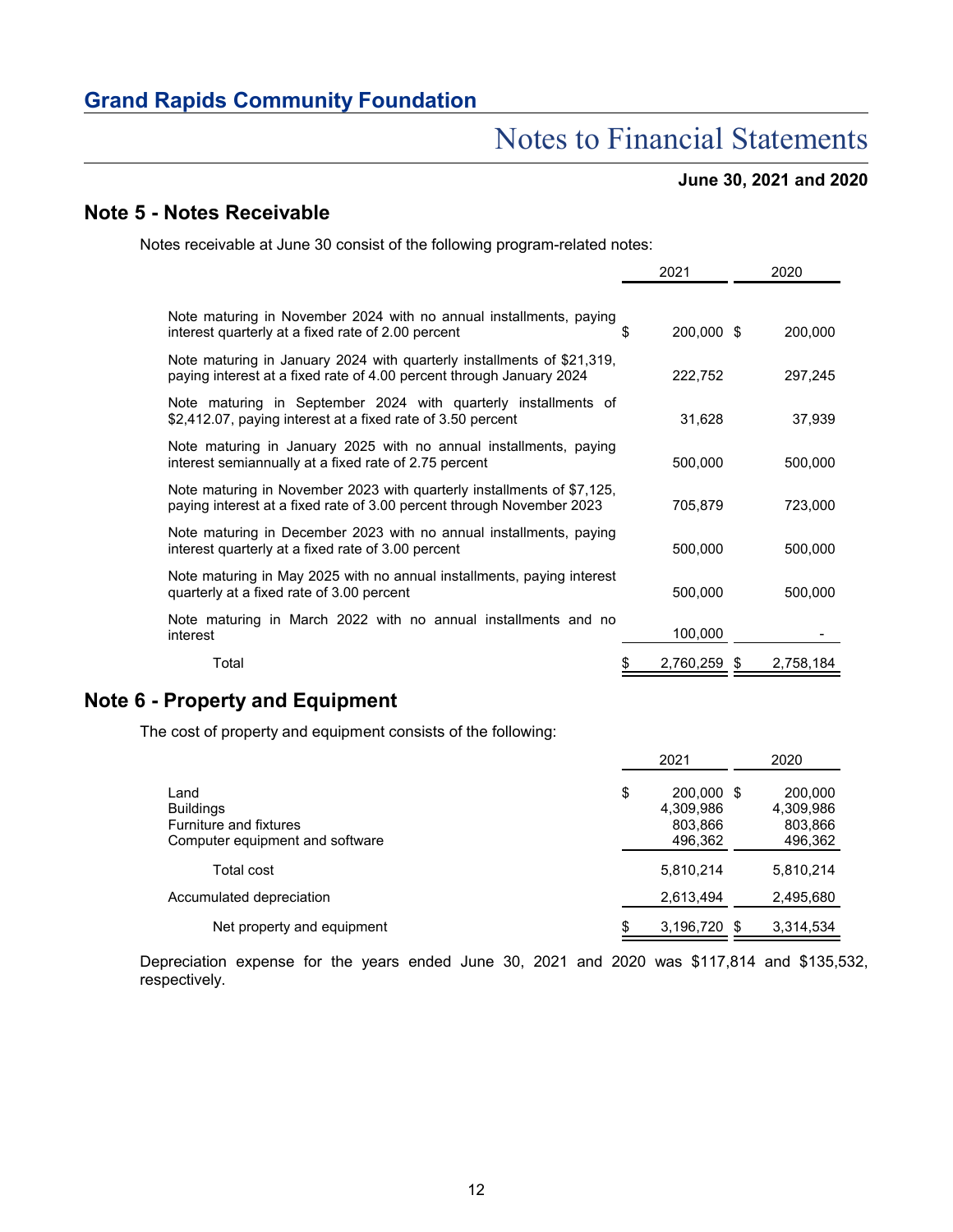## Note 5 - Notes Receivable

Notes receivable at June 30 consist of the following program-related notes:

| | 2021 | 2020 |
|---|---|---|
| Note maturing in November 2024 with no annual installments, paying interest quarterly at a fixed rate of 2.00 percent | $ 200,000 | $ 200,000 |
| Note maturing in January 2024 with quarterly installments of $21,319, paying interest at a fixed rate of 4.00 percent through January 2024 | 222,752 | 297,245 |
| Note maturing in September 2024 with quarterly installments of $2,412.07, paying interest at a fixed rate of 3.50 percent | 31,628 | 37,939 |
| Note maturing in January 2025 with no annual installments, paying interest semiannually at a fixed rate of 2.75 percent | 500,000 | 500,000 |
| Note maturing in November 2023 with quarterly installments of $7,125, paying interest at a fixed rate of 3.00 percent through November 2023 | 705,879 | 723,000 |
| Note maturing in December 2023 with no annual installments, paying interest quarterly at a fixed rate of 3.00 percent | 500,000 | 500,000 |
| Note maturing in May 2025 with no annual installments, paying interest quarterly at a fixed rate of 3.00 percent | 500,000 | 500,000 |
| Note maturing in March 2022 with no annual installments and no interest | 100,000 | - |
| Total | $ 2,760,259 | $ 2,758,184 |

## Note 6 - Property and Equipment

The cost of property and equipment consists of the following:

| | 2021 | 2020 |
|---|---|---|
| Land | $ 200,000 | $ 200,000 |
| Buildings | 4,309,986 | 4,309,986 |
| Furniture and fixtures | 803,866 | 803,866 |
| Computer equipment and software | 496,362 | 496,362 |
| Total cost | 5,810,214 | 5,810,214 |
| Accumulated depreciation | 2,613,494 | 2,495,680 |
| Net property and equipment | $ 3,196,720 | $ 3,314,534 |

Depreciation expense for the years ended June 30, 2021 and 2020 was $117,814 and $135,532, respectively.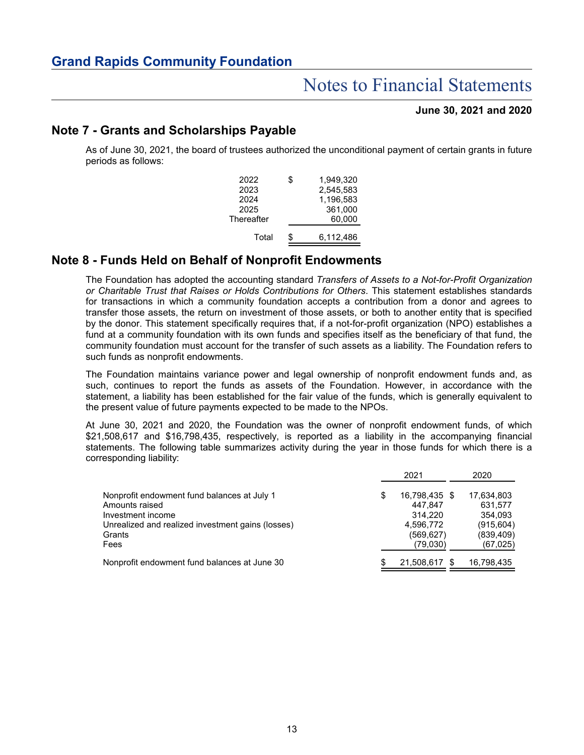## Note 7 - Grants and Scholarships Payable

As of June 30, 2021, the board of trustees authorized the unconditional payment of certain grants in future periods as follows:

| | |
|---|---|
| 2022 | $ 1,949,320 |
| 2023 | 2,545,583 |
| 2024 | 1,196,583 |
| 2025 | 361,000 |
| Thereafter | 60,000 |
| Total | $ 6,112,486 |

## Note 8 - Funds Held on Behalf of Nonprofit Endowments

The Foundation has adopted the accounting standard *Transfers of Assets to a Not-for-Profit Organization or Charitable Trust that Raises or Holds Contributions for Others*. This statement establishes standards for transactions in which a community foundation accepts a contribution from a donor and agrees to transfer those assets, the return on investment of those assets, or both to another entity that is specified by the donor. This statement specifically requires that, if a not-for-profit organization (NPO) establishes a fund at a community foundation with its own funds and specifies itself as the beneficiary of that fund, the community foundation must account for the transfer of such assets as a liability. The Foundation refers to such funds as nonprofit endowments.

The Foundation maintains variance power and legal ownership of nonprofit endowment funds and, as such, continues to report the funds as assets of the Foundation. However, in accordance with the statement, a liability has been established for the fair value of the funds, which is generally equivalent to the present value of future payments expected to be made to the NPOs.

At June 30, 2021 and 2020, the Foundation was the owner of nonprofit endowment funds, of which $21,508,617 and $16,798,435, respectively, is reported as a liability in the accompanying financial statements. The following table summarizes activity during the year in those funds for which there is a corresponding liability:

| | 2021 | 2020 |
|---|---|---|
| Nonprofit endowment fund balances at July 1 | $ 16,798,435 | $ 17,634,803 |
| Amounts raised | 447,847 | 631,577 |
| Investment income | 314,220 | 354,093 |
| Unrealized and realized investment gains (losses) | 4,596,772 | (915,604) |
| Grants | (569,627) | (839,409) |
| Fees | (79,030) | (67,025) |
| Nonprofit endowment fund balances at June 30 | $ 21,508,617 | $ 16,798,435 |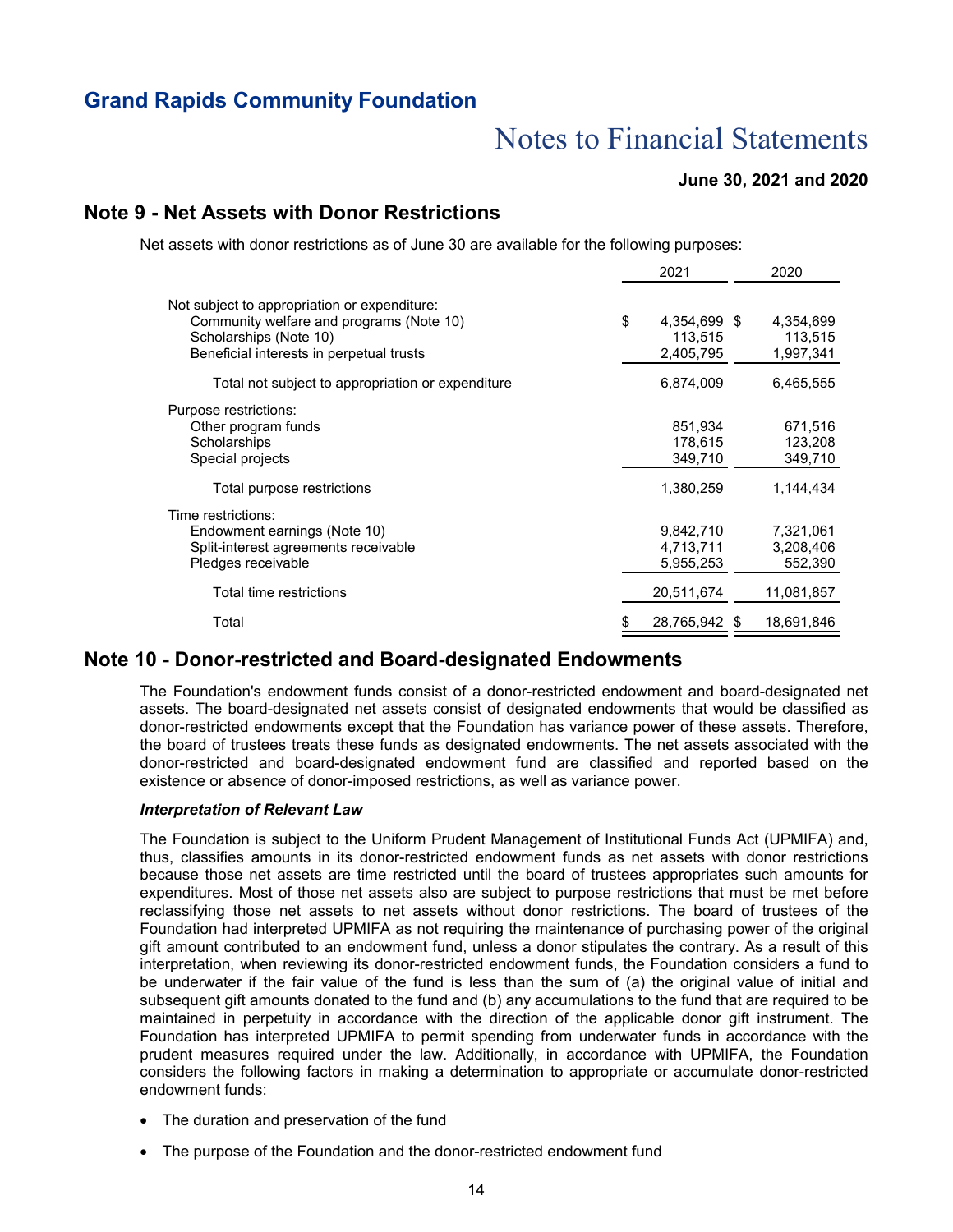## Note 9 - Net Assets with Donor Restrictions

Net assets with donor restrictions as of June 30 are available for the following purposes:

| | 2021 | 2020 |
|---|---|---|
| Not subject to appropriation or expenditure: | | |
| Community welfare and programs (Note 10) | $ 4,354,699 | $ 4,354,699 |
| Scholarships (Note 10) | 113,515 | 113,515 |
| Beneficial interests in perpetual trusts | 2,405,795 | 1,997,341 |
| Total not subject to appropriation or expenditure | 6,874,009 | 6,465,555 |
| Purpose restrictions: | | |
| Other program funds | 851,934 | 671,516 |
| Scholarships | 178,615 | 123,208 |
| Special projects | 349,710 | 349,710 |
| Total purpose restrictions | 1,380,259 | 1,144,434 |
| Time restrictions: | | |
| Endowment earnings (Note 10) | 9,842,710 | 7,321,061 |
| Split-interest agreements receivable | 4,713,711 | 3,208,406 |
| Pledges receivable | 5,955,253 | 552,390 |
| Total time restrictions | 20,511,674 | 11,081,857 |
| Total | $ 28,765,942 | $ 18,691,846 |

## Note 10 - Donor-restricted and Board-designated Endowments

The Foundation's endowment funds consist of a donor-restricted endowment and board-designated net assets. The board-designated net assets consist of designated endowments that would be classified as donor-restricted endowments except that the Foundation has variance power of these assets. Therefore, the board of trustees treats these funds as designated endowments. The net assets associated with the donor-restricted and board-designated endowment fund are classified and reported based on the existence or absence of donor-imposed restrictions, as well as variance power.

***Interpretation of Relevant Law***

The Foundation is subject to the Uniform Prudent Management of Institutional Funds Act (UPMIFA) and, thus, classifies amounts in its donor-restricted endowment funds as net assets with donor restrictions because those net assets are time restricted until the board of trustees appropriates such amounts for expenditures. Most of those net assets also are subject to purpose restrictions that must be met before reclassifying those net assets to net assets without donor restrictions. The board of trustees of the Foundation had interpreted UPMIFA as not requiring the maintenance of purchasing power of the original gift amount contributed to an endowment fund, unless a donor stipulates the contrary. As a result of this interpretation, when reviewing its donor-restricted endowment funds, the Foundation considers a fund to be underwater if the fair value of the fund is less than the sum of (a) the original value of initial and subsequent gift amounts donated to the fund and (b) any accumulations to the fund that are required to be maintained in perpetuity in accordance with the direction of the applicable donor gift instrument. The Foundation has interpreted UPMIFA to permit spending from underwater funds in accordance with the prudent measures required under the law. Additionally, in accordance with UPMIFA, the Foundation considers the following factors in making a determination to appropriate or accumulate donor-restricted endowment funds:

- The duration and preservation of the fund
- The purpose of the Foundation and the donor-restricted endowment fund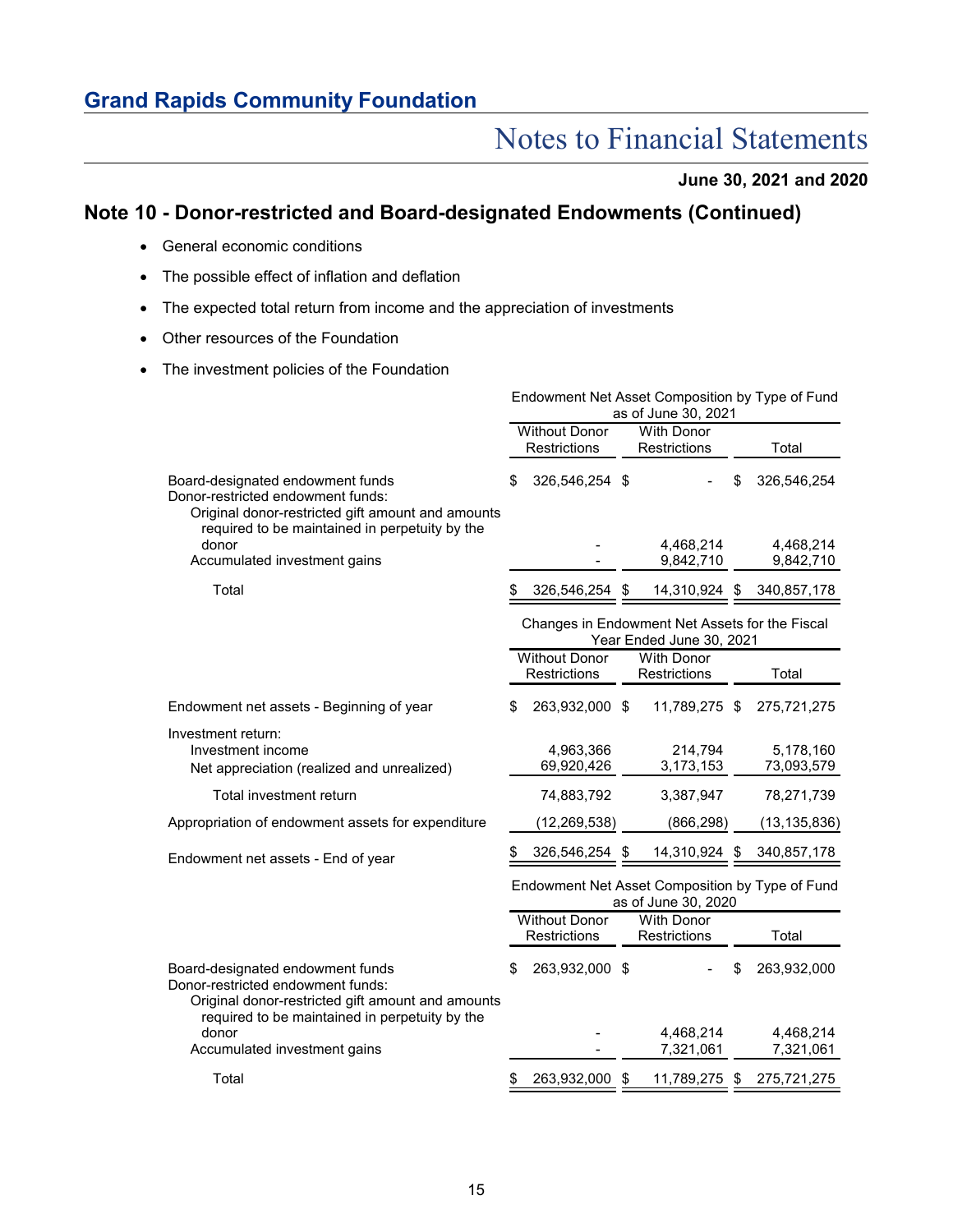## Note 10 - Donor-restricted and Board-designated Endowments (Continued)

- General economic conditions
- The possible effect of inflation and deflation
- The expected total return from income and the appreciation of investments
- Other resources of the Foundation
- The investment policies of the Foundation

| | Endowment Net Asset Composition by Type of Fund as of June 30, 2021 | | |
|---|---|---|---|
| | Without Donor Restrictions | With Donor Restrictions | Total |
| Board-designated endowment funds | $ 326,546,254 | $ - | $ 326,546,254 |
| Donor-restricted endowment funds: | | | |
| Original donor-restricted gift amount and amounts required to be maintained in perpetuity by the donor | - | 4,468,214 | 4,468,214 |
| Accumulated investment gains | - | 9,842,710 | 9,842,710 |
| Total | $ 326,546,254 | $ 14,310,924 | $ 340,857,178 |

| | Changes in Endowment Net Assets for the Fiscal Year Ended June 30, 2021 | | |
|---|---|---|---|
| | Without Donor Restrictions | With Donor Restrictions | Total |
| Endowment net assets - Beginning of year | $ 263,932,000 | $ 11,789,275 | $ 275,721,275 |
| Investment return: | | | |
| Investment income | 4,963,366 | 214,794 | 5,178,160 |
| Net appreciation (realized and unrealized) | 69,920,426 | 3,173,153 | 73,093,579 |
| Total investment return | 74,883,792 | 3,387,947 | 78,271,739 |
| Appropriation of endowment assets for expenditure | (12,269,538) | (866,298) | (13,135,836) |
| Endowment net assets - End of year | $ 326,546,254 | $ 14,310,924 | $ 340,857,178 |

| | Endowment Net Asset Composition by Type of Fund as of June 30, 2020 | | |
|---|---|---|---|
| | Without Donor Restrictions | With Donor Restrictions | Total |
| Board-designated endowment funds | $ 263,932,000 | $ - | $ 263,932,000 |
| Donor-restricted endowment funds: | | | |
| Original donor-restricted gift amount and amounts required to be maintained in perpetuity by the donor | - | 4,468,214 | 4,468,214 |
| Accumulated investment gains | - | 7,321,061 | 7,321,061 |
| Total | $ 263,932,000 | $ 11,789,275 | $ 275,721,275 |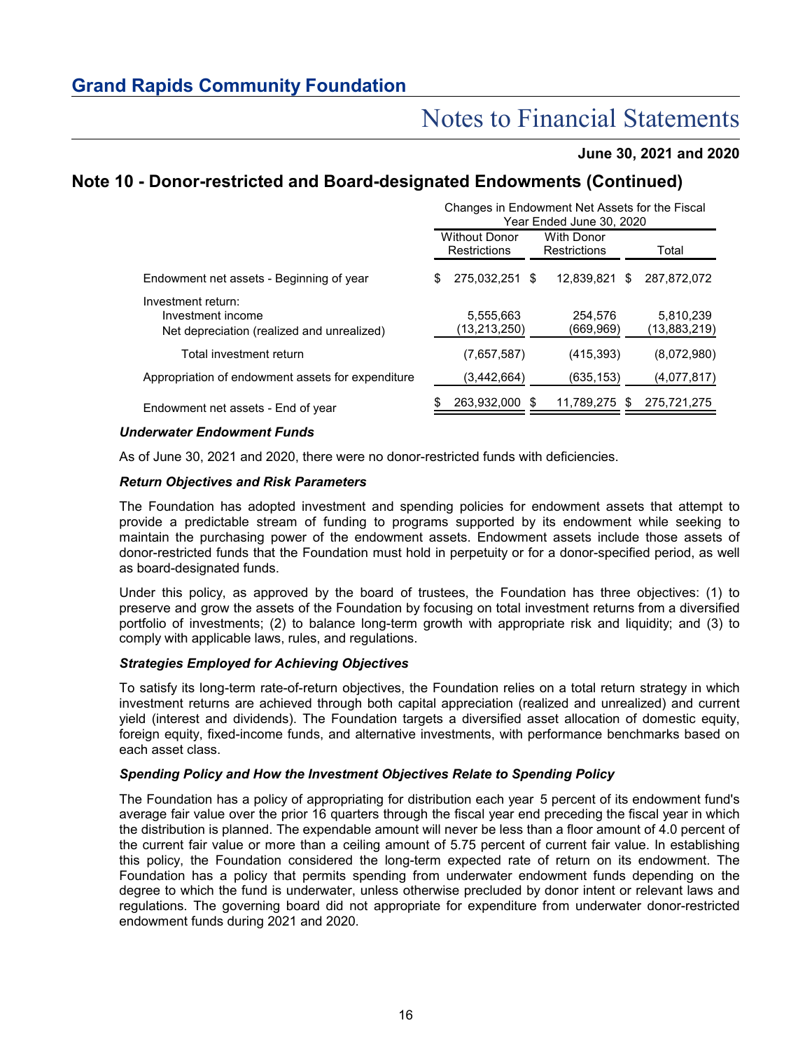## Note 10 - Donor-restricted and Board-designated Endowments (Continued)

| | Changes in Endowment Net Assets for the Fiscal Year Ended June 30, 2020 | | |
|---|---|---|---|
| | Without Donor Restrictions | With Donor Restrictions | Total |
| Endowment net assets - Beginning of year | $ 275,032,251 | $ 12,839,821 | $ 287,872,072 |
| Investment return: | | | |
| Investment income | 5,555,663 | 254,576 | 5,810,239 |
| Net depreciation (realized and unrealized) | (13,213,250) | (669,969) | (13,883,219) |
| Total investment return | (7,657,587) | (415,393) | (8,072,980) |
| Appropriation of endowment assets for expenditure | (3,442,664) | (635,153) | (4,077,817) |
| Endowment net assets - End of year | $ 263,932,000 | $ 11,789,275 | $ 275,721,275 |

### *Underwater Endowment Funds*

As of June 30, 2021 and 2020, there were no donor-restricted funds with deficiencies.

### *Return Objectives and Risk Parameters*

The Foundation has adopted investment and spending policies for endowment assets that attempt to provide a predictable stream of funding to programs supported by its endowment while seeking to maintain the purchasing power of the endowment assets. Endowment assets include those assets of donor-restricted funds that the Foundation must hold in perpetuity or for a donor-specified period, as well as board-designated funds.

Under this policy, as approved by the board of trustees, the Foundation has three objectives: (1) to preserve and grow the assets of the Foundation by focusing on total investment returns from a diversified portfolio of investments; (2) to balance long-term growth with appropriate risk and liquidity; and (3) to comply with applicable laws, rules, and regulations.

### *Strategies Employed for Achieving Objectives*

To satisfy its long-term rate-of-return objectives, the Foundation relies on a total return strategy in which investment returns are achieved through both capital appreciation (realized and unrealized) and current yield (interest and dividends). The Foundation targets a diversified asset allocation of domestic equity, foreign equity, fixed-income funds, and alternative investments, with performance benchmarks based on each asset class.

### *Spending Policy and How the Investment Objectives Relate to Spending Policy*

The Foundation has a policy of appropriating for distribution each year 5 percent of its endowment fund's average fair value over the prior 16 quarters through the fiscal year end preceding the fiscal year in which the distribution is planned. The expendable amount will never be less than a floor amount of 4.0 percent of the current fair value or more than a ceiling amount of 5.75 percent of current fair value. In establishing this policy, the Foundation considered the long-term expected rate of return on its endowment. The Foundation has a policy that permits spending from underwater endowment funds depending on the degree to which the fund is underwater, unless otherwise precluded by donor intent or relevant laws and regulations. The governing board did not appropriate for expenditure from underwater donor-restricted endowment funds during 2021 and 2020.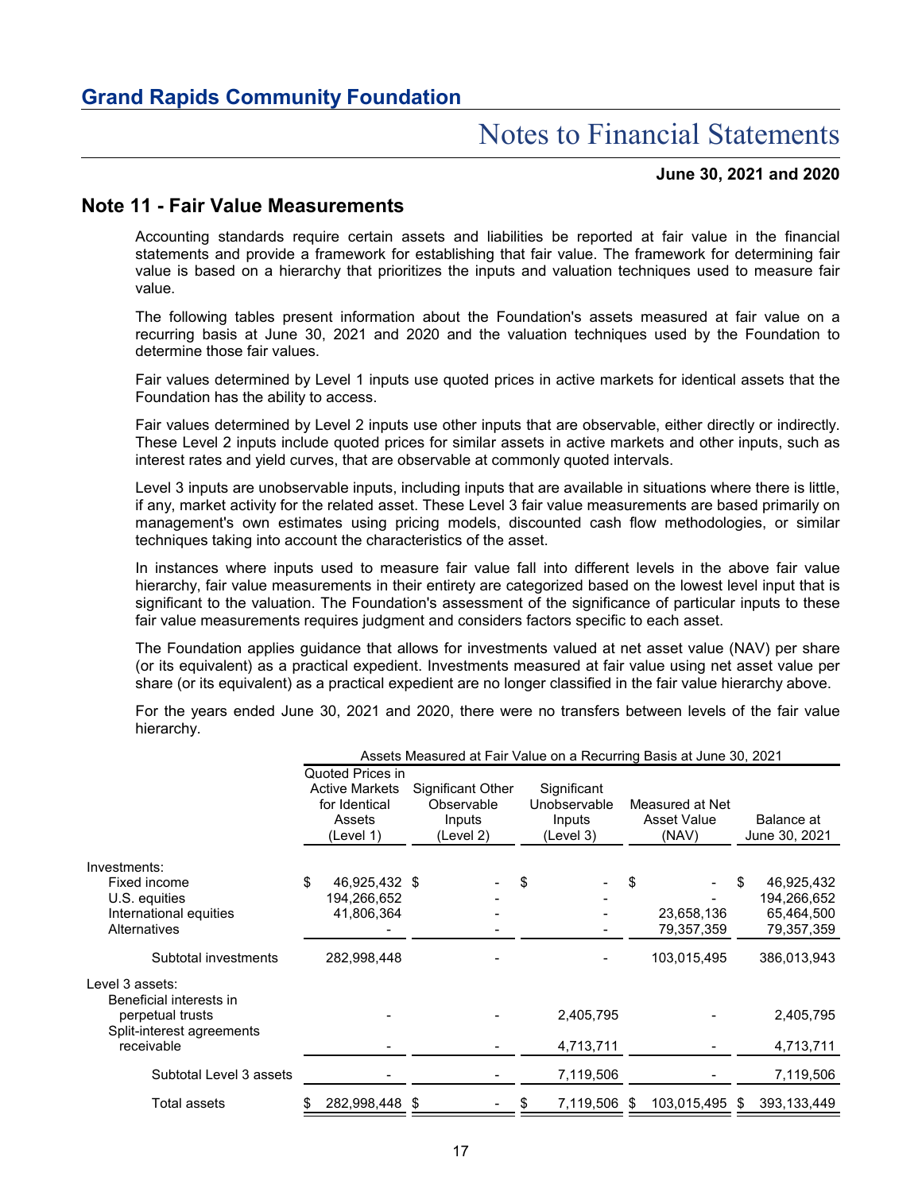## Note 11 - Fair Value Measurements

Accounting standards require certain assets and liabilities be reported at fair value in the financial statements and provide a framework for establishing that fair value. The framework for determining fair value is based on a hierarchy that prioritizes the inputs and valuation techniques used to measure fair value.

The following tables present information about the Foundation's assets measured at fair value on a recurring basis at June 30, 2021 and 2020 and the valuation techniques used by the Foundation to determine those fair values.

Fair values determined by Level 1 inputs use quoted prices in active markets for identical assets that the Foundation has the ability to access.

Fair values determined by Level 2 inputs use other inputs that are observable, either directly or indirectly. These Level 2 inputs include quoted prices for similar assets in active markets and other inputs, such as interest rates and yield curves, that are observable at commonly quoted intervals.

Level 3 inputs are unobservable inputs, including inputs that are available in situations where there is little, if any, market activity for the related asset. These Level 3 fair value measurements are based primarily on management's own estimates using pricing models, discounted cash flow methodologies, or similar techniques taking into account the characteristics of the asset.

In instances where inputs used to measure fair value fall into different levels in the above fair value hierarchy, fair value measurements in their entirety are categorized based on the lowest level input that is significant to the valuation. The Foundation's assessment of the significance of particular inputs to these fair value measurements requires judgment and considers factors specific to each asset.

The Foundation applies guidance that allows for investments valued at net asset value (NAV) per share (or its equivalent) as a practical expedient. Investments measured at fair value using net asset value per share (or its equivalent) as a practical expedient are no longer classified in the fair value hierarchy above.

For the years ended June 30, 2021 and 2020, there were no transfers between levels of the fair value hierarchy.

| | Assets Measured at Fair Value on a Recurring Basis at June 30, 2021 | | | | |
|---|---|---|---|---|---|
| | Quoted Prices in Active Markets for Identical Assets (Level 1) | Significant Other Observable Inputs (Level 2) | Significant Unobservable Inputs (Level 3) | Measured at Net Asset Value (NAV) | Balance at June 30, 2021 |
| **Investments:** | | | | | |
| Fixed income | $ 46,925,432 | $ - | $ - | $ - | $ 46,925,432 |
| U.S. equities | 194,266,652 | - | - | - | 194,266,652 |
| International equities | 41,806,364 | - | - | 23,658,136 | 65,464,500 |
| Alternatives | - | - | - | 79,357,359 | 79,357,359 |
| Subtotal investments | 282,998,448 | - | - | 103,015,495 | 386,013,943 |
| **Level 3 assets:** | | | | | |
| Beneficial interests in perpetual trusts | - | - | 2,405,795 | - | 2,405,795 |
| Split-interest agreements receivable | - | - | 4,713,711 | - | 4,713,711 |
| Subtotal Level 3 assets | - | - | 7,119,506 | - | 7,119,506 |
| Total assets | $ 282,998,448 | $ - | $ 7,119,506 | $ 103,015,495 | $ 393,133,449 |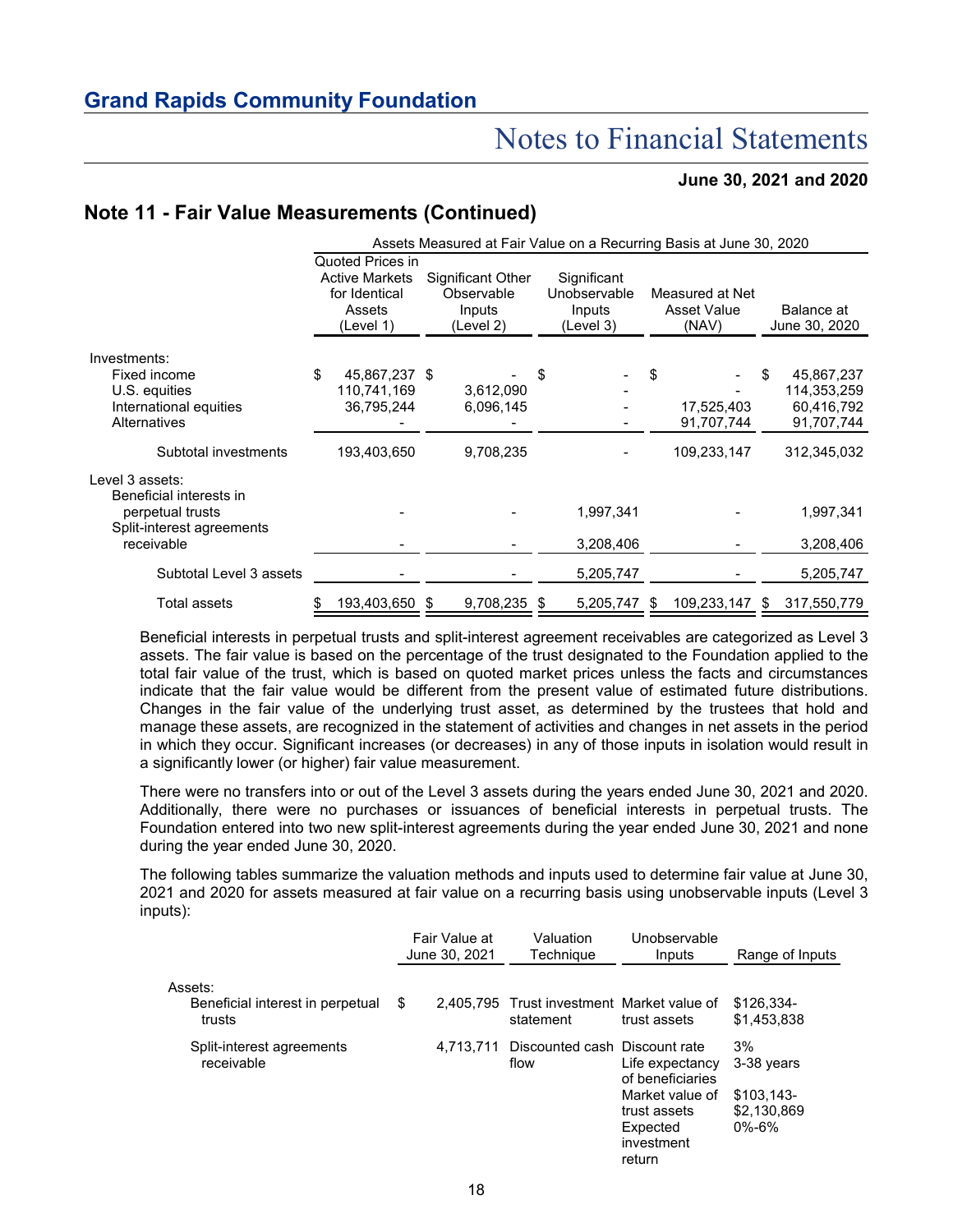## Note 11 - Fair Value Measurements (Continued)

| | Assets Measured at Fair Value on a Recurring Basis at June 30, 2020 | | | | |
|---|---|---|---|---|---|
| | Quoted Prices in Active Markets for Identical Assets (Level 1) | Significant Other Observable Inputs (Level 2) | Significant Unobservable Inputs (Level 3) | Measured at Net Asset Value (NAV) | Balance at June 30, 2020 |
| Investments: | | | | | |
| Fixed income | $ 45,867,237 | $ - | $ - | $ - | $ 45,867,237 |
| U.S. equities | 110,741,169 | 3,612,090 | - | - | 114,353,259 |
| International equities | 36,795,244 | 6,096,145 | - | 17,525,403 | 60,416,792 |
| Alternatives | - | - | - | 91,707,744 | 91,707,744 |
| Subtotal investments | 193,403,650 | 9,708,235 | - | 109,233,147 | 312,345,032 |
| Level 3 assets: | | | | | |
| Beneficial interests in perpetual trusts | - | - | 1,997,341 | - | 1,997,341 |
| Split-interest agreements receivable | - | - | 3,208,406 | - | 3,208,406 |
| Subtotal Level 3 assets | - | - | 5,205,747 | - | 5,205,747 |
| Total assets | $ 193,403,650 | $ 9,708,235 | $ 5,205,747 | $ 109,233,147 | $ 317,550,779 |

Beneficial interests in perpetual trusts and split-interest agreement receivables are categorized as Level 3 assets. The fair value is based on the percentage of the trust designated to the Foundation applied to the total fair value of the trust, which is based on quoted market prices unless the facts and circumstances indicate that the fair value would be different from the present value of estimated future distributions. Changes in the fair value of the underlying trust asset, as determined by the trustees that hold and manage these assets, are recognized in the statement of activities and changes in net assets in the period in which they occur. Significant increases (or decreases) in any of those inputs in isolation would result in a significantly lower (or higher) fair value measurement.

There were no transfers into or out of the Level 3 assets during the years ended June 30, 2021 and 2020. Additionally, there were no purchases or issuances of beneficial interests in perpetual trusts. The Foundation entered into two new split-interest agreements during the year ended June 30, 2021 and none during the year ended June 30, 2020.

The following tables summarize the valuation methods and inputs used to determine fair value at June 30, 2021 and 2020 for assets measured at fair value on a recurring basis using unobservable inputs (Level 3 inputs):

| | Fair Value at June 30, 2021 | Valuation Technique | Unobservable Inputs | Range of Inputs |
|---|---|---|---|---|
| Assets: | | | | |
| Beneficial interest in perpetual trusts | $ 2,405,795 | Trust investment statement | Market value of trust assets | $126,334-$1,453,838 |
| Split-interest agreements receivable | 4,713,711 | Discounted cash flow | Discount rate | 3% |
| | | | Life expectancy of beneficiaries | 3-38 years |
| | | | Market value of trust assets | $103,143-$2,130,869 |
| | | | Expected investment return | 0%-6% |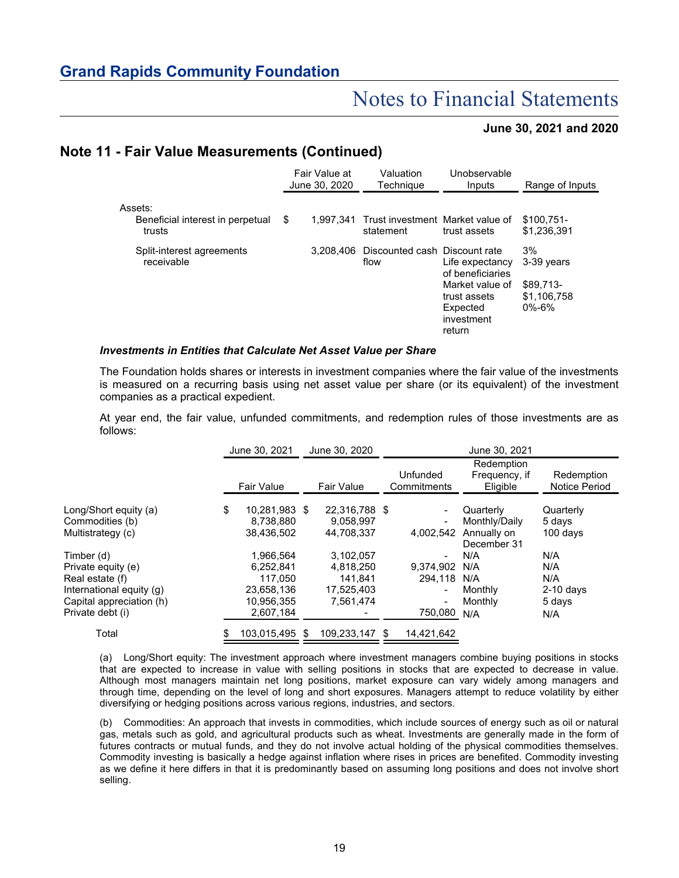## Note 11 - Fair Value Measurements (Continued)

| | Fair Value at June 30, 2020 | Valuation Technique | Unobservable Inputs | Range of Inputs |
|---|---|---|---|---|
| Assets: | | | | |
| Beneficial interest in perpetual trusts | $ 1,997,341 | Trust investment statement | Market value of trust assets | $100,751-$1,236,391 |
| Split-interest agreements receivable | 3,208,406 | Discounted cash flow | Discount rate | 3% |
| | | | Life expectancy of beneficiaries | 3-39 years |
| | | | Market value of trust assets | $89,713-$1,106,758 |
| | | | Expected investment return | 0%-6% |

### *Investments in Entities that Calculate Net Asset Value per Share*

The Foundation holds shares or interests in investment companies where the fair value of the investments is measured on a recurring basis using net asset value per share (or its equivalent) of the investment companies as a practical expedient.

At year end, the fair value, unfunded commitments, and redemption rules of those investments are as follows:

| | June 30, 2021 | June 30, 2020 | June 30, 2021 | | |
|---|---|---|---|---|---|
| | Fair Value | Fair Value | Unfunded Commitments | Redemption Frequency, if Eligible | Redemption Notice Period |
| Long/Short equity (a) | $ 10,281,983 | $ 22,316,788 | $ - | Quarterly | Quarterly |
| Commodities (b) | 8,738,880 | 9,058,997 | - | Monthly/Daily | 5 days |
| Multistrategy (c) | 38,436,502 | 44,708,337 | 4,002,542 | Annually on December 31 | 100 days |
| Timber (d) | 1,966,564 | 3,102,057 | - | N/A | N/A |
| Private equity (e) | 6,252,841 | 4,818,250 | 9,374,902 | N/A | N/A |
| Real estate (f) | 117,050 | 141,841 | 294,118 | N/A | N/A |
| International equity (g) | 23,658,136 | 17,525,403 | - | Monthly | 2-10 days |
| Capital appreciation (h) | 10,956,355 | 7,561,474 | - | Monthly | 5 days |
| Private debt (i) | 2,607,184 | - | 750,080 | N/A | N/A |
| Total | $ 103,015,495 | $ 109,233,147 | $ 14,421,642 | | |

(a) Long/Short equity: The investment approach where investment managers combine buying positions in stocks that are expected to increase in value with selling positions in stocks that are expected to decrease in value. Although most managers maintain net long positions, market exposure can vary widely among managers and through time, depending on the level of long and short exposures. Managers attempt to reduce volatility by either diversifying or hedging positions across various regions, industries, and sectors.

(b) Commodities: An approach that invests in commodities, which include sources of energy such as oil or natural gas, metals such as gold, and agricultural products such as wheat. Investments are generally made in the form of futures contracts or mutual funds, and they do not involve actual holding of the physical commodities themselves. Commodity investing is basically a hedge against inflation where rises in prices are benefited. Commodity investing as we define it here differs in that it is predominantly based on assuming long positions and does not involve short selling.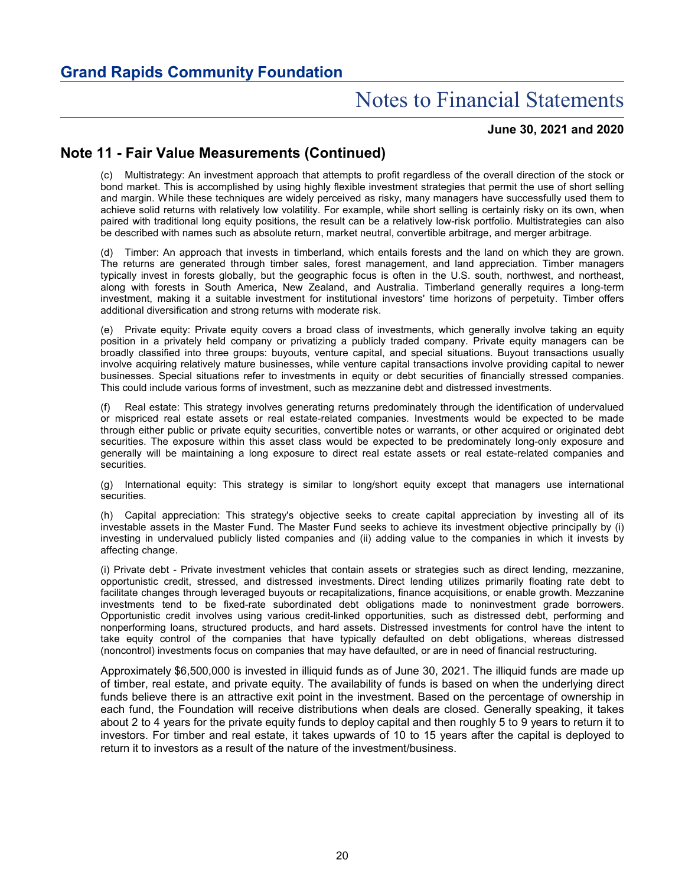## Note 11 - Fair Value Measurements (Continued)

(c) Multistrategy: An investment approach that attempts to profit regardless of the overall direction of the stock or bond market. This is accomplished by using highly flexible investment strategies that permit the use of short selling and margin. While these techniques are widely perceived as risky, many managers have successfully used them to achieve solid returns with relatively low volatility. For example, while short selling is certainly risky on its own, when paired with traditional long equity positions, the result can be a relatively low-risk portfolio. Multistrategies can also be described with names such as absolute return, market neutral, convertible arbitrage, and merger arbitrage.

(d) Timber: An approach that invests in timberland, which entails forests and the land on which they are grown. The returns are generated through timber sales, forest management, and land appreciation. Timber managers typically invest in forests globally, but the geographic focus is often in the U.S. south, northwest, and northeast, along with forests in South America, New Zealand, and Australia. Timberland generally requires a long-term investment, making it a suitable investment for institutional investors' time horizons of perpetuity. Timber offers additional diversification and strong returns with moderate risk.

(e) Private equity: Private equity covers a broad class of investments, which generally involve taking an equity position in a privately held company or privatizing a publicly traded company. Private equity managers can be broadly classified into three groups: buyouts, venture capital, and special situations. Buyout transactions usually involve acquiring relatively mature businesses, while venture capital transactions involve providing capital to newer businesses. Special situations refer to investments in equity or debt securities of financially stressed companies. This could include various forms of investment, such as mezzanine debt and distressed investments.

(f) Real estate: This strategy involves generating returns predominately through the identification of undervalued or mispriced real estate assets or real estate-related companies. Investments would be expected to be made through either public or private equity securities, convertible notes or warrants, or other acquired or originated debt securities. The exposure within this asset class would be expected to be predominately long-only exposure and generally will be maintaining a long exposure to direct real estate assets or real estate-related companies and securities.

(g) International equity: This strategy is similar to long/short equity except that managers use international securities.

(h) Capital appreciation: This strategy's objective seeks to create capital appreciation by investing all of its investable assets in the Master Fund. The Master Fund seeks to achieve its investment objective principally by (i) investing in undervalued publicly listed companies and (ii) adding value to the companies in which it invests by affecting change.

(i) Private debt - Private investment vehicles that contain assets or strategies such as direct lending, mezzanine, opportunistic credit, stressed, and distressed investments. Direct lending utilizes primarily floating rate debt to facilitate changes through leveraged buyouts or recapitalizations, finance acquisitions, or enable growth. Mezzanine investments tend to be fixed-rate subordinated debt obligations made to noninvestment grade borrowers. Opportunistic credit involves using various credit-linked opportunities, such as distressed debt, performing and nonperforming loans, structured products, and hard assets. Distressed investments for control have the intent to take equity control of the companies that have typically defaulted on debt obligations, whereas distressed (noncontrol) investments focus on companies that may have defaulted, or are in need of financial restructuring.

Approximately $6,500,000 is invested in illiquid funds as of June 30, 2021. The illiquid funds are made up of timber, real estate, and private equity. The availability of funds is based on when the underlying direct funds believe there is an attractive exit point in the investment. Based on the percentage of ownership in each fund, the Foundation will receive distributions when deals are closed. Generally speaking, it takes about 2 to 4 years for the private equity funds to deploy capital and then roughly 5 to 9 years to return it to investors. For timber and real estate, it takes upwards of 10 to 15 years after the capital is deployed to return it to investors as a result of the nature of the investment/business.